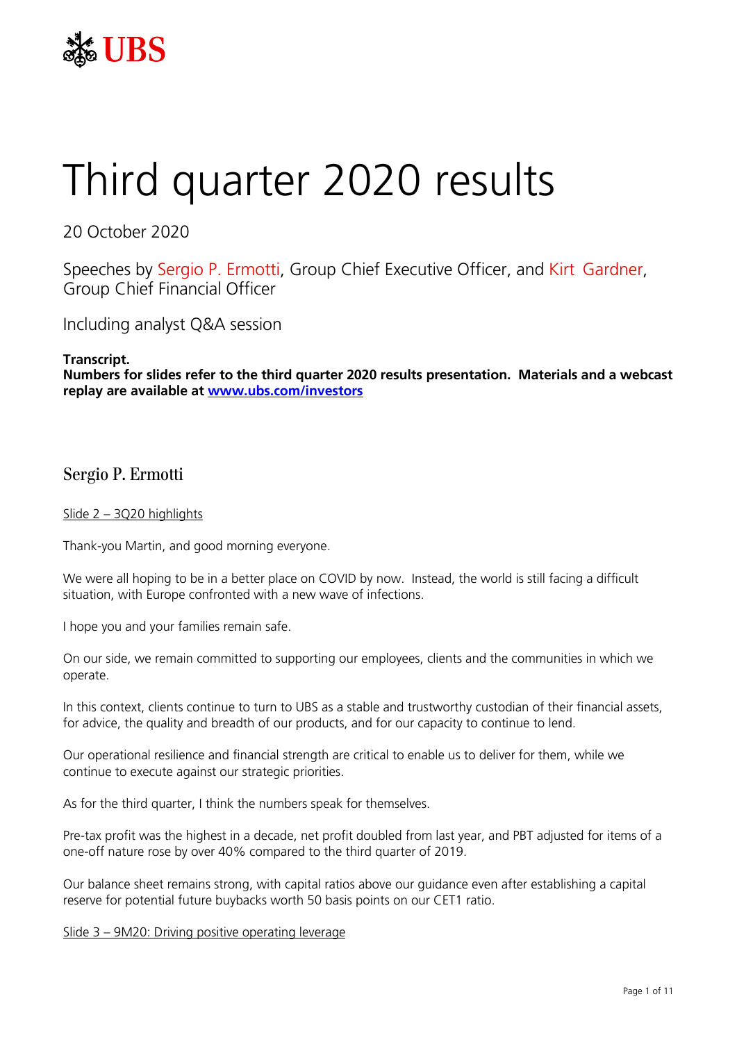UBS

# Third quarter 2020 results

20 October 2020

Speeches by Sergio P. Ermotti, Group Chief Executive Officer, and Kirt Gardner, Group Chief Financial Officer

Including analyst Q&A session

**Transcript.**
**Numbers for slides refer to the third quarter 2020 results presentation. Materials and a webcast replay are available at [www.ubs.com/investors](www.ubs.com/investors)**

## Sergio P. Ermotti

Slide 2 – 3Q20 highlights

Thank-you Martin, and good morning everyone.

We were all hoping to be in a better place on COVID by now. Instead, the world is still facing a difficult situation, with Europe confronted with a new wave of infections.

I hope you and your families remain safe.

On our side, we remain committed to supporting our employees, clients and the communities in which we operate.

In this context, clients continue to turn to UBS as a stable and trustworthy custodian of their financial assets, for advice, the quality and breadth of our products, and for our capacity to continue to lend.

Our operational resilience and financial strength are critical to enable us to deliver for them, while we continue to execute against our strategic priorities.

As for the third quarter, I think the numbers speak for themselves.

Pre-tax profit was the highest in a decade, net profit doubled from last year, and PBT adjusted for items of a one-off nature rose by over 40% compared to the third quarter of 2019.

Our balance sheet remains strong, with capital ratios above our guidance even after establishing a capital reserve for potential future buybacks worth 50 basis points on our CET1 ratio.

Slide 3 – 9M20: Driving positive operating leverage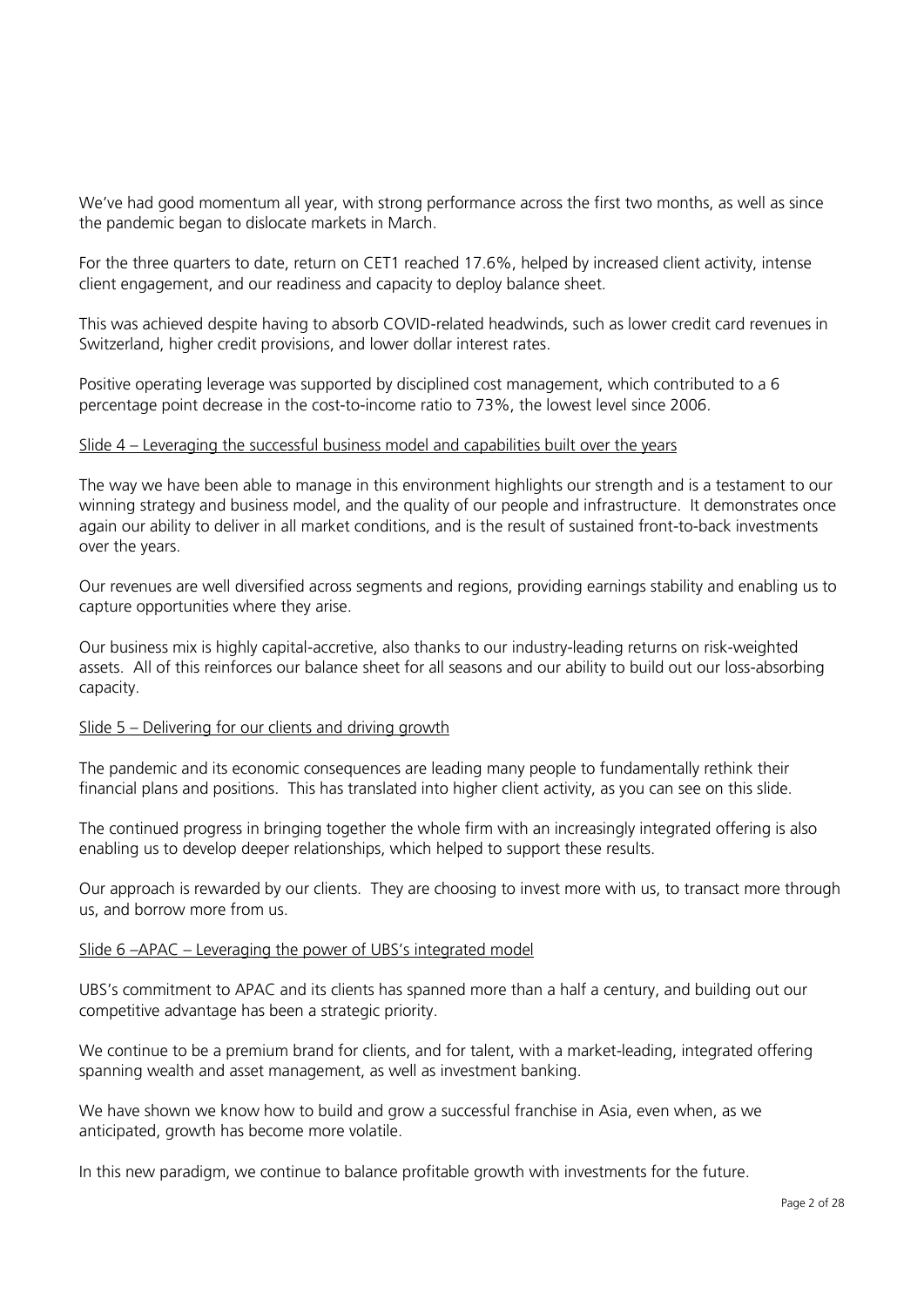We've had good momentum all year, with strong performance across the first two months, as well as since the pandemic began to dislocate markets in March.

For the three quarters to date, return on CET1 reached 17.6%, helped by increased client activity, intense client engagement, and our readiness and capacity to deploy balance sheet.

This was achieved despite having to absorb COVID-related headwinds, such as lower credit card revenues in Switzerland, higher credit provisions, and lower dollar interest rates.

Positive operating leverage was supported by disciplined cost management, which contributed to a 6 percentage point decrease in the cost-to-income ratio to 73%, the lowest level since 2006.

<u>Slide 4 – Leveraging the successful business model and capabilities built over the years</u>

The way we have been able to manage in this environment highlights our strength and is a testament to our winning strategy and business model, and the quality of our people and infrastructure. It demonstrates once again our ability to deliver in all market conditions, and is the result of sustained front-to-back investments over the years.

Our revenues are well diversified across segments and regions, providing earnings stability and enabling us to capture opportunities where they arise.

Our business mix is highly capital-accretive, also thanks to our industry-leading returns on risk-weighted assets. All of this reinforces our balance sheet for all seasons and our ability to build out our loss-absorbing capacity.

<u>Slide 5 – Delivering for our clients and driving growth</u>

The pandemic and its economic consequences are leading many people to fundamentally rethink their financial plans and positions. This has translated into higher client activity, as you can see on this slide.

The continued progress in bringing together the whole firm with an increasingly integrated offering is also enabling us to develop deeper relationships, which helped to support these results.

Our approach is rewarded by our clients. They are choosing to invest more with us, to transact more through us, and borrow more from us.

<u>Slide 6 –APAC – Leveraging the power of UBS's integrated model</u>

UBS's commitment to APAC and its clients has spanned more than a half a century, and building out our competitive advantage has been a strategic priority.

We continue to be a premium brand for clients, and for talent, with a market-leading, integrated offering spanning wealth and asset management, as well as investment banking.

We have shown we know how to build and grow a successful franchise in Asia, even when, as we anticipated, growth has become more volatile.

In this new paradigm, we continue to balance profitable growth with investments for the future.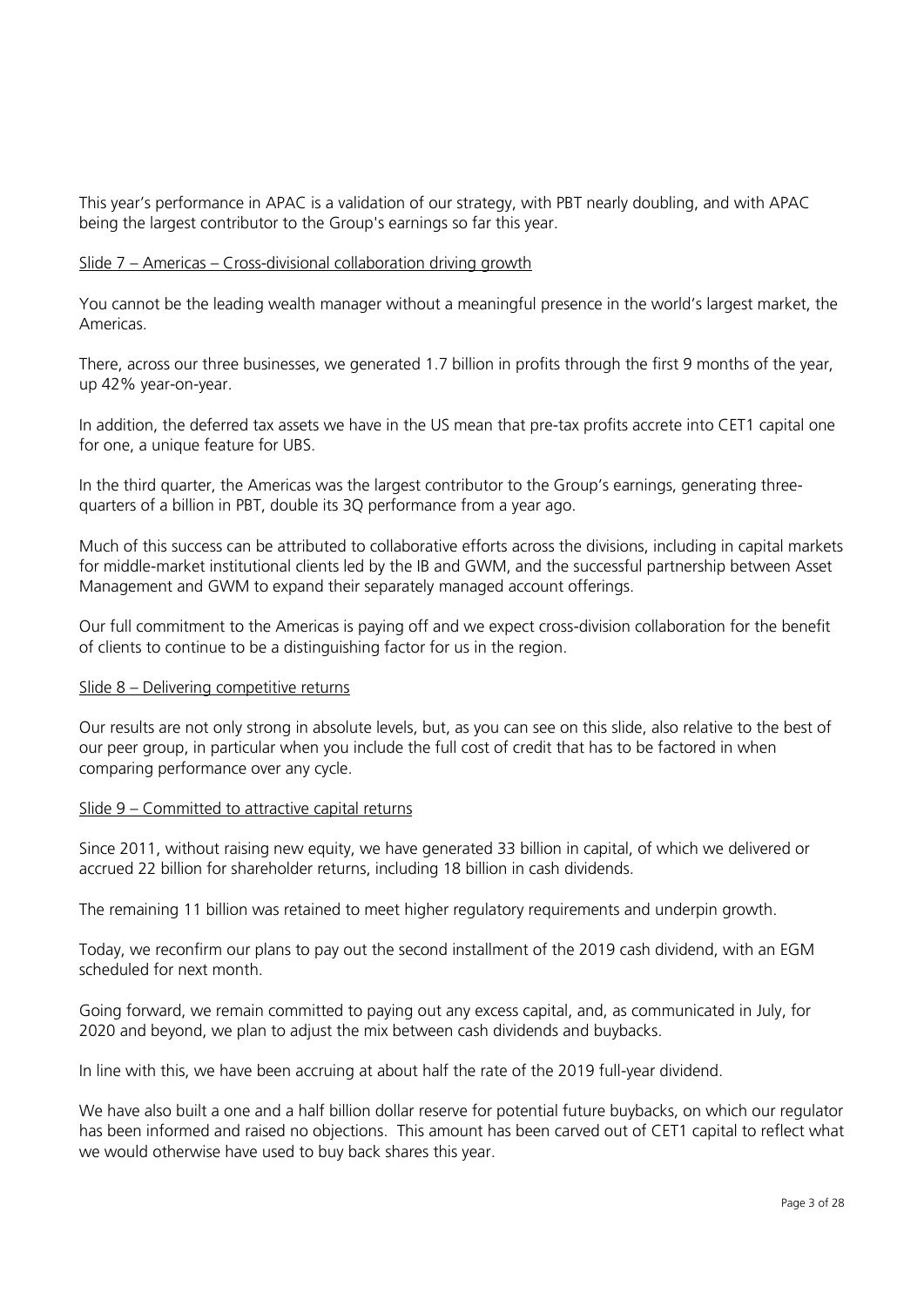This year's performance in APAC is a validation of our strategy, with PBT nearly doubling, and with APAC being the largest contributor to the Group's earnings so far this year.

Slide 7 – Americas – Cross-divisional collaboration driving growth

You cannot be the leading wealth manager without a meaningful presence in the world's largest market, the Americas.

There, across our three businesses, we generated 1.7 billion in profits through the first 9 months of the year, up 42% year-on-year.

In addition, the deferred tax assets we have in the US mean that pre-tax profits accrete into CET1 capital one for one, a unique feature for UBS.

In the third quarter, the Americas was the largest contributor to the Group's earnings, generating three-quarters of a billion in PBT, double its 3Q performance from a year ago.

Much of this success can be attributed to collaborative efforts across the divisions, including in capital markets for middle-market institutional clients led by the IB and GWM, and the successful partnership between Asset Management and GWM to expand their separately managed account offerings.

Our full commitment to the Americas is paying off and we expect cross-division collaboration for the benefit of clients to continue to be a distinguishing factor for us in the region.

Slide 8 – Delivering competitive returns

Our results are not only strong in absolute levels, but, as you can see on this slide, also relative to the best of our peer group, in particular when you include the full cost of credit that has to be factored in when comparing performance over any cycle.

Slide 9 – Committed to attractive capital returns

Since 2011, without raising new equity, we have generated 33 billion in capital, of which we delivered or accrued 22 billion for shareholder returns, including 18 billion in cash dividends.

The remaining 11 billion was retained to meet higher regulatory requirements and underpin growth.

Today, we reconfirm our plans to pay out the second installment of the 2019 cash dividend, with an EGM scheduled for next month.

Going forward, we remain committed to paying out any excess capital, and, as communicated in July, for 2020 and beyond, we plan to adjust the mix between cash dividends and buybacks.

In line with this, we have been accruing at about half the rate of the 2019 full-year dividend.

We have also built a one and a half billion dollar reserve for potential future buybacks, on which our regulator has been informed and raised no objections. This amount has been carved out of CET1 capital to reflect what we would otherwise have used to buy back shares this year.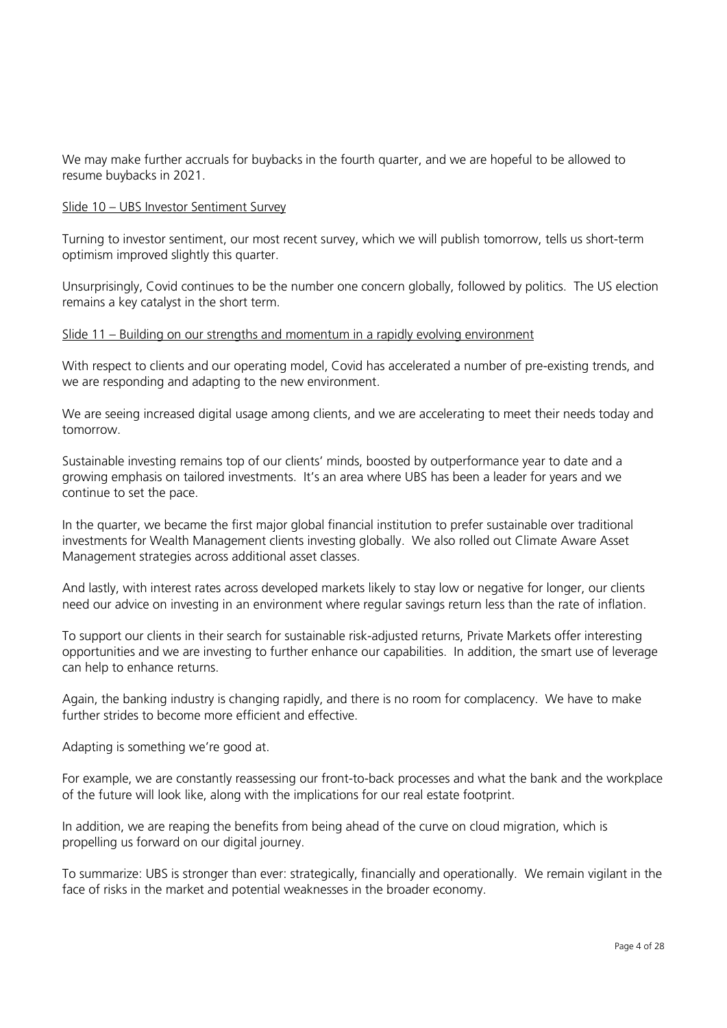We may make further accruals for buybacks in the fourth quarter, and we are hopeful to be allowed to resume buybacks in 2021.

<u>Slide 10 – UBS Investor Sentiment Survey</u>

Turning to investor sentiment, our most recent survey, which we will publish tomorrow, tells us short-term optimism improved slightly this quarter.

Unsurprisingly, Covid continues to be the number one concern globally, followed by politics. The US election remains a key catalyst in the short term.

<u>Slide 11 – Building on our strengths and momentum in a rapidly evolving environment</u>

With respect to clients and our operating model, Covid has accelerated a number of pre-existing trends, and we are responding and adapting to the new environment.

We are seeing increased digital usage among clients, and we are accelerating to meet their needs today and tomorrow.

Sustainable investing remains top of our clients' minds, boosted by outperformance year to date and a growing emphasis on tailored investments. It's an area where UBS has been a leader for years and we continue to set the pace.

In the quarter, we became the first major global financial institution to prefer sustainable over traditional investments for Wealth Management clients investing globally. We also rolled out Climate Aware Asset Management strategies across additional asset classes.

And lastly, with interest rates across developed markets likely to stay low or negative for longer, our clients need our advice on investing in an environment where regular savings return less than the rate of inflation.

To support our clients in their search for sustainable risk-adjusted returns, Private Markets offer interesting opportunities and we are investing to further enhance our capabilities. In addition, the smart use of leverage can help to enhance returns.

Again, the banking industry is changing rapidly, and there is no room for complacency. We have to make further strides to become more efficient and effective.

Adapting is something we're good at.

For example, we are constantly reassessing our front-to-back processes and what the bank and the workplace of the future will look like, along with the implications for our real estate footprint.

In addition, we are reaping the benefits from being ahead of the curve on cloud migration, which is propelling us forward on our digital journey.

To summarize: UBS is stronger than ever: strategically, financially and operationally. We remain vigilant in the face of risks in the market and potential weaknesses in the broader economy.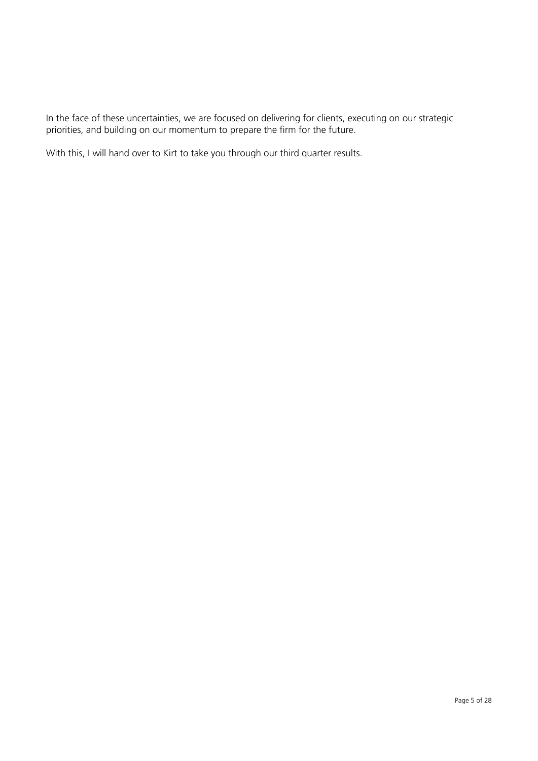In the face of these uncertainties, we are focused on delivering for clients, executing on our strategic priorities, and building on our momentum to prepare the firm for the future.

With this, I will hand over to Kirt to take you through our third quarter results.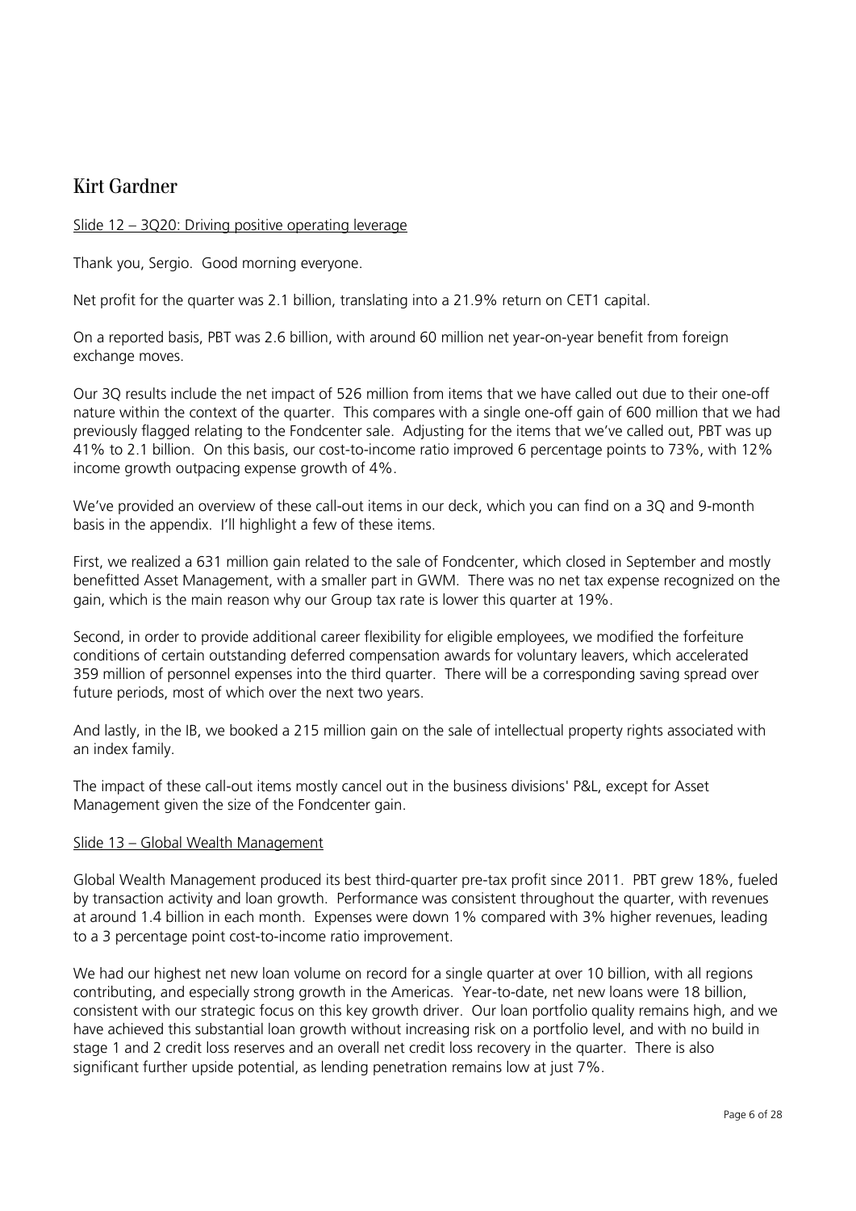## Kirt Gardner

Slide 12 – 3Q20: Driving positive operating leverage

Thank you, Sergio. Good morning everyone.

Net profit for the quarter was 2.1 billion, translating into a 21.9% return on CET1 capital.

On a reported basis, PBT was 2.6 billion, with around 60 million net year-on-year benefit from foreign exchange moves.

Our 3Q results include the net impact of 526 million from items that we have called out due to their one-off nature within the context of the quarter. This compares with a single one-off gain of 600 million that we had previously flagged relating to the Fondcenter sale. Adjusting for the items that we've called out, PBT was up 41% to 2.1 billion. On this basis, our cost-to-income ratio improved 6 percentage points to 73%, with 12% income growth outpacing expense growth of 4%.

We've provided an overview of these call-out items in our deck, which you can find on a 3Q and 9-month basis in the appendix. I'll highlight a few of these items.

First, we realized a 631 million gain related to the sale of Fondcenter, which closed in September and mostly benefitted Asset Management, with a smaller part in GWM. There was no net tax expense recognized on the gain, which is the main reason why our Group tax rate is lower this quarter at 19%.

Second, in order to provide additional career flexibility for eligible employees, we modified the forfeiture conditions of certain outstanding deferred compensation awards for voluntary leavers, which accelerated 359 million of personnel expenses into the third quarter. There will be a corresponding saving spread over future periods, most of which over the next two years.

And lastly, in the IB, we booked a 215 million gain on the sale of intellectual property rights associated with an index family.

The impact of these call-out items mostly cancel out in the business divisions' P&L, except for Asset Management given the size of the Fondcenter gain.

Slide 13 – Global Wealth Management

Global Wealth Management produced its best third-quarter pre-tax profit since 2011. PBT grew 18%, fueled by transaction activity and loan growth. Performance was consistent throughout the quarter, with revenues at around 1.4 billion in each month. Expenses were down 1% compared with 3% higher revenues, leading to a 3 percentage point cost-to-income ratio improvement.

We had our highest net new loan volume on record for a single quarter at over 10 billion, with all regions contributing, and especially strong growth in the Americas. Year-to-date, net new loans were 18 billion, consistent with our strategic focus on this key growth driver. Our loan portfolio quality remains high, and we have achieved this substantial loan growth without increasing risk on a portfolio level, and with no build in stage 1 and 2 credit loss reserves and an overall net credit loss recovery in the quarter. There is also significant further upside potential, as lending penetration remains low at just 7%.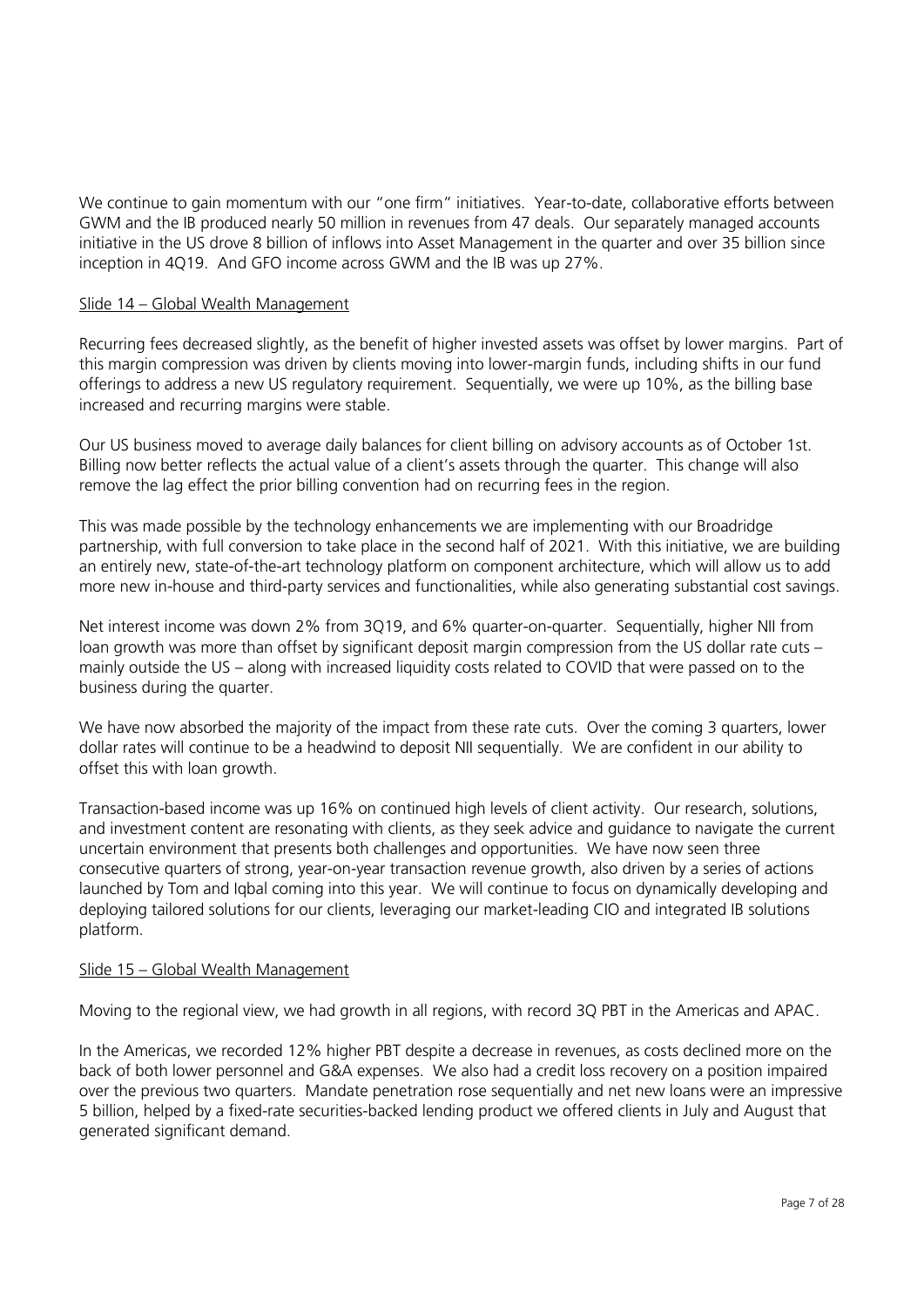We continue to gain momentum with our "one firm" initiatives. Year-to-date, collaborative efforts between GWM and the IB produced nearly 50 million in revenues from 47 deals. Our separately managed accounts initiative in the US drove 8 billion of inflows into Asset Management in the quarter and over 35 billion since inception in 4Q19. And GFO income across GWM and the IB was up 27%.

Slide 14 – Global Wealth Management

Recurring fees decreased slightly, as the benefit of higher invested assets was offset by lower margins. Part of this margin compression was driven by clients moving into lower-margin funds, including shifts in our fund offerings to address a new US regulatory requirement. Sequentially, we were up 10%, as the billing base increased and recurring margins were stable.

Our US business moved to average daily balances for client billing on advisory accounts as of October 1st. Billing now better reflects the actual value of a client's assets through the quarter. This change will also remove the lag effect the prior billing convention had on recurring fees in the region.

This was made possible by the technology enhancements we are implementing with our Broadridge partnership, with full conversion to take place in the second half of 2021. With this initiative, we are building an entirely new, state-of-the-art technology platform on component architecture, which will allow us to add more new in-house and third-party services and functionalities, while also generating substantial cost savings.

Net interest income was down 2% from 3Q19, and 6% quarter-on-quarter. Sequentially, higher NII from loan growth was more than offset by significant deposit margin compression from the US dollar rate cuts – mainly outside the US – along with increased liquidity costs related to COVID that were passed on to the business during the quarter.

We have now absorbed the majority of the impact from these rate cuts. Over the coming 3 quarters, lower dollar rates will continue to be a headwind to deposit NII sequentially. We are confident in our ability to offset this with loan growth.

Transaction-based income was up 16% on continued high levels of client activity. Our research, solutions, and investment content are resonating with clients, as they seek advice and guidance to navigate the current uncertain environment that presents both challenges and opportunities. We have now seen three consecutive quarters of strong, year-on-year transaction revenue growth, also driven by a series of actions launched by Tom and Iqbal coming into this year. We will continue to focus on dynamically developing and deploying tailored solutions for our clients, leveraging our market-leading CIO and integrated IB solutions platform.

Slide 15 – Global Wealth Management

Moving to the regional view, we had growth in all regions, with record 3Q PBT in the Americas and APAC.

In the Americas, we recorded 12% higher PBT despite a decrease in revenues, as costs declined more on the back of both lower personnel and G&A expenses. We also had a credit loss recovery on a position impaired over the previous two quarters. Mandate penetration rose sequentially and net new loans were an impressive 5 billion, helped by a fixed-rate securities-backed lending product we offered clients in July and August that generated significant demand.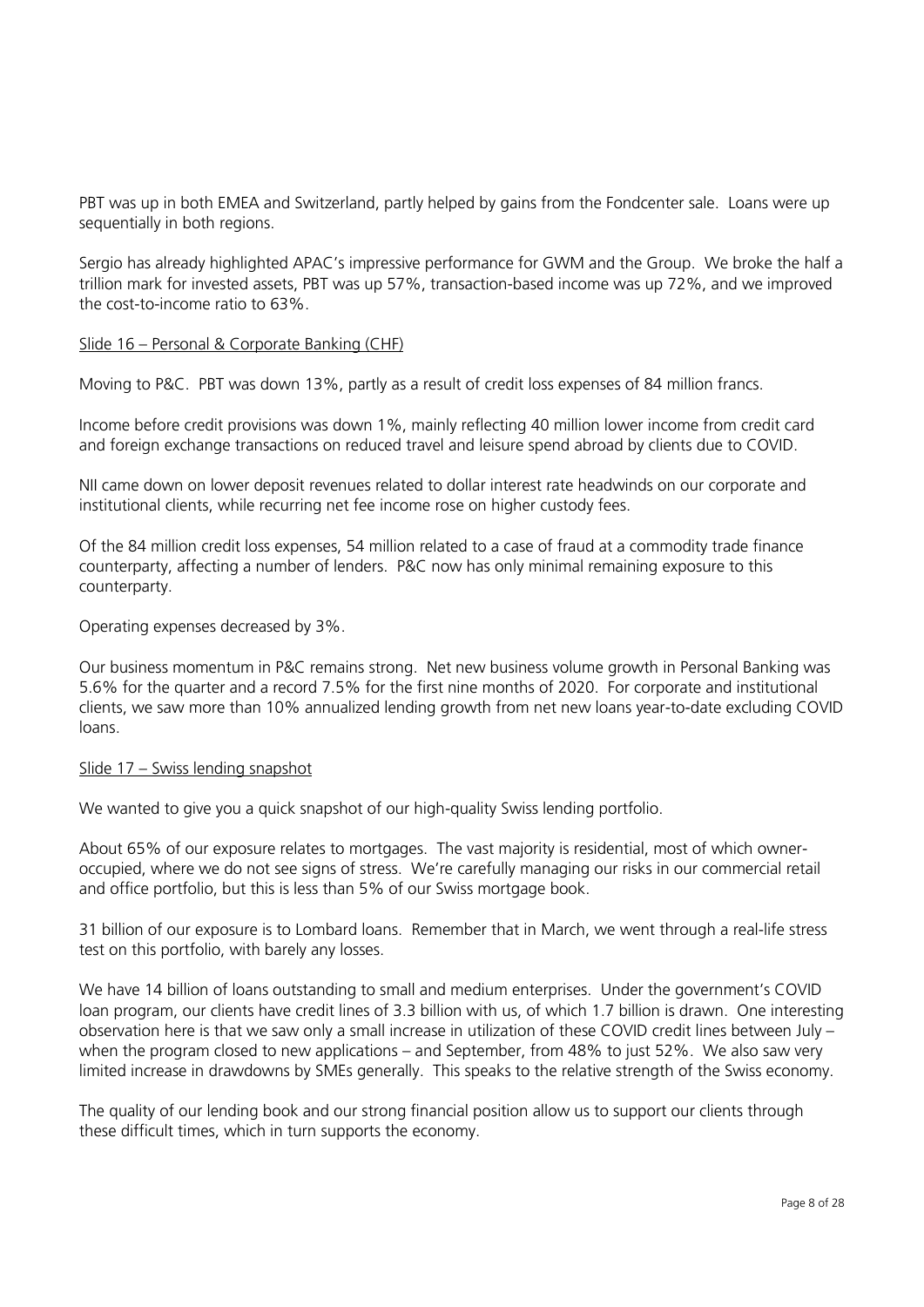PBT was up in both EMEA and Switzerland, partly helped by gains from the Fondcenter sale. Loans were up sequentially in both regions.

Sergio has already highlighted APAC's impressive performance for GWM and the Group. We broke the half a trillion mark for invested assets, PBT was up 57%, transaction-based income was up 72%, and we improved the cost-to-income ratio to 63%.

<u>Slide 16 – Personal & Corporate Banking (CHF)</u>

Moving to P&C. PBT was down 13%, partly as a result of credit loss expenses of 84 million francs.

Income before credit provisions was down 1%, mainly reflecting 40 million lower income from credit card and foreign exchange transactions on reduced travel and leisure spend abroad by clients due to COVID.

NII came down on lower deposit revenues related to dollar interest rate headwinds on our corporate and institutional clients, while recurring net fee income rose on higher custody fees.

Of the 84 million credit loss expenses, 54 million related to a case of fraud at a commodity trade finance counterparty, affecting a number of lenders. P&C now has only minimal remaining exposure to this counterparty.

Operating expenses decreased by 3%.

Our business momentum in P&C remains strong. Net new business volume growth in Personal Banking was 5.6% for the quarter and a record 7.5% for the first nine months of 2020. For corporate and institutional clients, we saw more than 10% annualized lending growth from net new loans year-to-date excluding COVID loans.

<u>Slide 17 – Swiss lending snapshot</u>

We wanted to give you a quick snapshot of our high-quality Swiss lending portfolio.

About 65% of our exposure relates to mortgages. The vast majority is residential, most of which owner-occupied, where we do not see signs of stress. We're carefully managing our risks in our commercial retail and office portfolio, but this is less than 5% of our Swiss mortgage book.

31 billion of our exposure is to Lombard loans. Remember that in March, we went through a real-life stress test on this portfolio, with barely any losses.

We have 14 billion of loans outstanding to small and medium enterprises. Under the government's COVID loan program, our clients have credit lines of 3.3 billion with us, of which 1.7 billion is drawn. One interesting observation here is that we saw only a small increase in utilization of these COVID credit lines between July – when the program closed to new applications – and September, from 48% to just 52%. We also saw very limited increase in drawdowns by SMEs generally. This speaks to the relative strength of the Swiss economy.

The quality of our lending book and our strong financial position allow us to support our clients through these difficult times, which in turn supports the economy.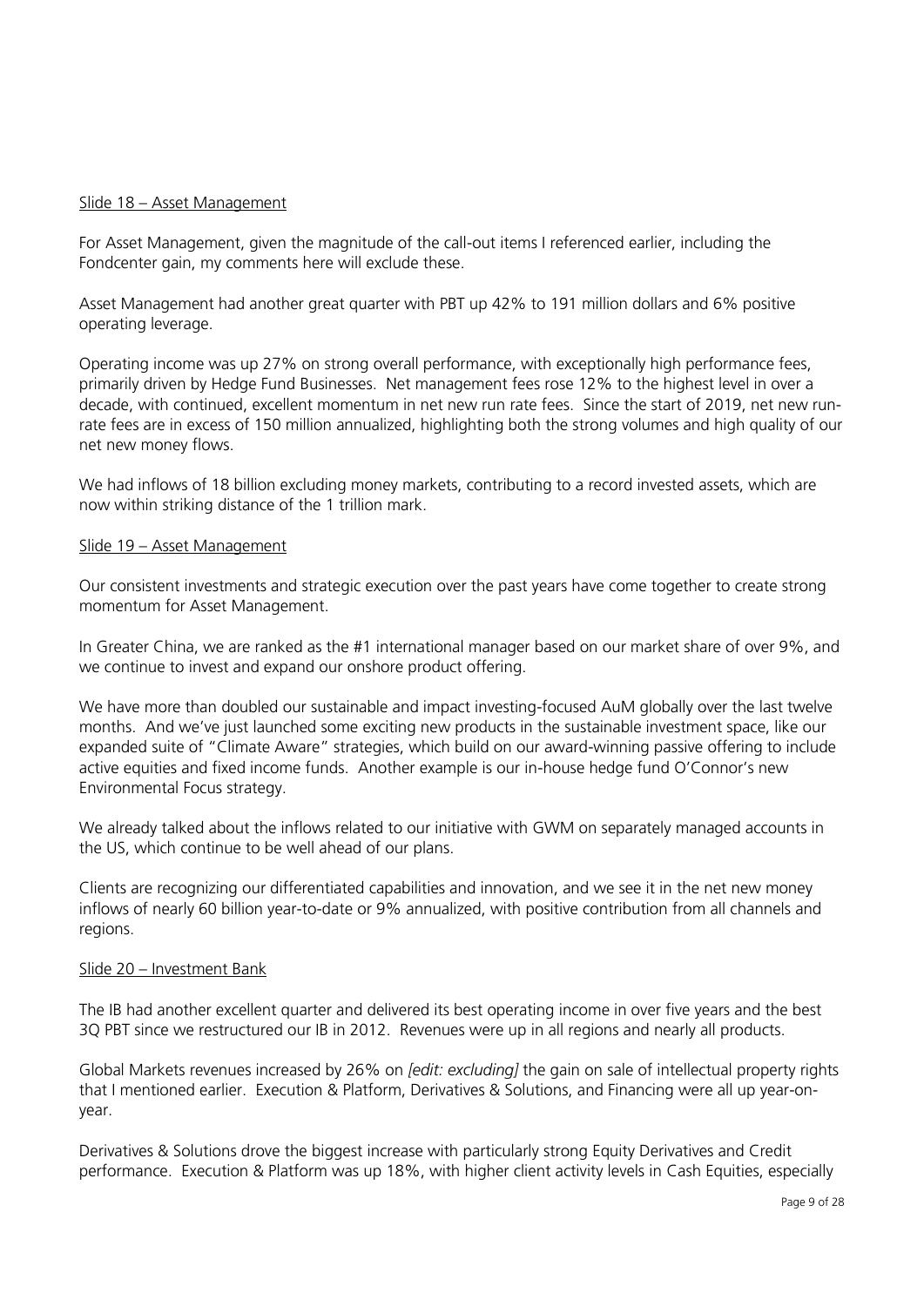Slide 18 – Asset Management

For Asset Management, given the magnitude of the call-out items I referenced earlier, including the Fondcenter gain, my comments here will exclude these.

Asset Management had another great quarter with PBT up 42% to 191 million dollars and 6% positive operating leverage.

Operating income was up 27% on strong overall performance, with exceptionally high performance fees, primarily driven by Hedge Fund Businesses. Net management fees rose 12% to the highest level in over a decade, with continued, excellent momentum in net new run rate fees. Since the start of 2019, net new run-rate fees are in excess of 150 million annualized, highlighting both the strong volumes and high quality of our net new money flows.

We had inflows of 18 billion excluding money markets, contributing to a record invested assets, which are now within striking distance of the 1 trillion mark.

Slide 19 – Asset Management

Our consistent investments and strategic execution over the past years have come together to create strong momentum for Asset Management.

In Greater China, we are ranked as the #1 international manager based on our market share of over 9%, and we continue to invest and expand our onshore product offering.

We have more than doubled our sustainable and impact investing-focused AuM globally over the last twelve months. And we've just launched some exciting new products in the sustainable investment space, like our expanded suite of "Climate Aware" strategies, which build on our award-winning passive offering to include active equities and fixed income funds. Another example is our in-house hedge fund O'Connor's new Environmental Focus strategy.

We already talked about the inflows related to our initiative with GWM on separately managed accounts in the US, which continue to be well ahead of our plans.

Clients are recognizing our differentiated capabilities and innovation, and we see it in the net new money inflows of nearly 60 billion year-to-date or 9% annualized, with positive contribution from all channels and regions.

Slide 20 – Investment Bank

The IB had another excellent quarter and delivered its best operating income in over five years and the best 3Q PBT since we restructured our IB in 2012. Revenues were up in all regions and nearly all products.

Global Markets revenues increased by 26% on *[edit: excluding]* the gain on sale of intellectual property rights that I mentioned earlier. Execution & Platform, Derivatives & Solutions, and Financing were all up year-on-year.

Derivatives & Solutions drove the biggest increase with particularly strong Equity Derivatives and Credit performance. Execution & Platform was up 18%, with higher client activity levels in Cash Equities, especially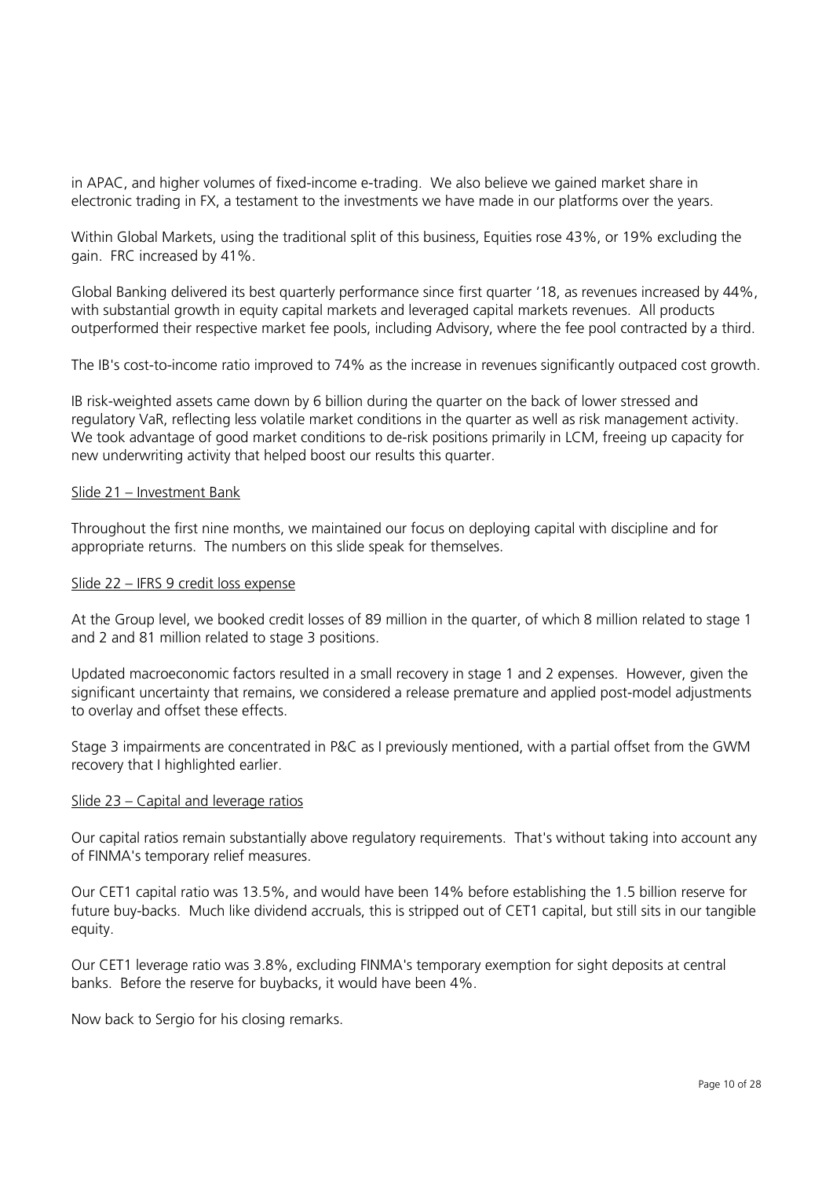in APAC, and higher volumes of fixed-income e-trading. We also believe we gained market share in electronic trading in FX, a testament to the investments we have made in our platforms over the years.

Within Global Markets, using the traditional split of this business, Equities rose 43%, or 19% excluding the gain. FRC increased by 41%.

Global Banking delivered its best quarterly performance since first quarter '18, as revenues increased by 44%, with substantial growth in equity capital markets and leveraged capital markets revenues. All products outperformed their respective market fee pools, including Advisory, where the fee pool contracted by a third.

The IB's cost-to-income ratio improved to 74% as the increase in revenues significantly outpaced cost growth.

IB risk-weighted assets came down by 6 billion during the quarter on the back of lower stressed and regulatory VaR, reflecting less volatile market conditions in the quarter as well as risk management activity. We took advantage of good market conditions to de-risk positions primarily in LCM, freeing up capacity for new underwriting activity that helped boost our results this quarter.

<u>Slide 21 – Investment Bank</u>

Throughout the first nine months, we maintained our focus on deploying capital with discipline and for appropriate returns. The numbers on this slide speak for themselves.

<u>Slide 22 – IFRS 9 credit loss expense</u>

At the Group level, we booked credit losses of 89 million in the quarter, of which 8 million related to stage 1 and 2 and 81 million related to stage 3 positions.

Updated macroeconomic factors resulted in a small recovery in stage 1 and 2 expenses. However, given the significant uncertainty that remains, we considered a release premature and applied post-model adjustments to overlay and offset these effects.

Stage 3 impairments are concentrated in P&C as I previously mentioned, with a partial offset from the GWM recovery that I highlighted earlier.

<u>Slide 23 – Capital and leverage ratios</u>

Our capital ratios remain substantially above regulatory requirements. That's without taking into account any of FINMA's temporary relief measures.

Our CET1 capital ratio was 13.5%, and would have been 14% before establishing the 1.5 billion reserve for future buy-backs. Much like dividend accruals, this is stripped out of CET1 capital, but still sits in our tangible equity.

Our CET1 leverage ratio was 3.8%, excluding FINMA's temporary exemption for sight deposits at central banks. Before the reserve for buybacks, it would have been 4%.

Now back to Sergio for his closing remarks.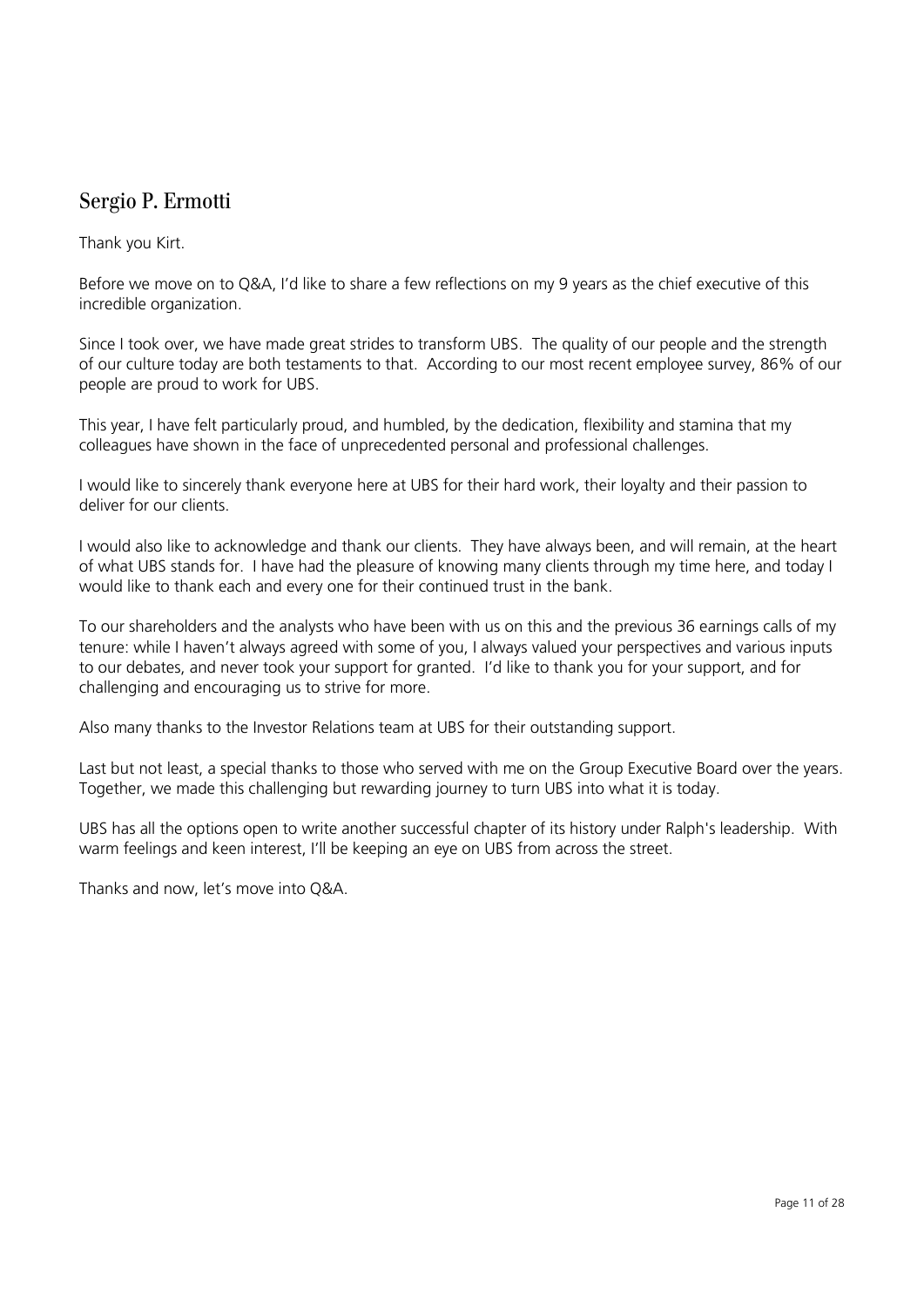## Sergio P. Ermotti

Thank you Kirt.

Before we move on to Q&A, I'd like to share a few reflections on my 9 years as the chief executive of this incredible organization.

Since I took over, we have made great strides to transform UBS. The quality of our people and the strength of our culture today are both testaments to that. According to our most recent employee survey, 86% of our people are proud to work for UBS.

This year, I have felt particularly proud, and humbled, by the dedication, flexibility and stamina that my colleagues have shown in the face of unprecedented personal and professional challenges.

I would like to sincerely thank everyone here at UBS for their hard work, their loyalty and their passion to deliver for our clients.

I would also like to acknowledge and thank our clients. They have always been, and will remain, at the heart of what UBS stands for. I have had the pleasure of knowing many clients through my time here, and today I would like to thank each and every one for their continued trust in the bank.

To our shareholders and the analysts who have been with us on this and the previous 36 earnings calls of my tenure: while I haven't always agreed with some of you, I always valued your perspectives and various inputs to our debates, and never took your support for granted. I'd like to thank you for your support, and for challenging and encouraging us to strive for more.

Also many thanks to the Investor Relations team at UBS for their outstanding support.

Last but not least, a special thanks to those who served with me on the Group Executive Board over the years. Together, we made this challenging but rewarding journey to turn UBS into what it is today.

UBS has all the options open to write another successful chapter of its history under Ralph's leadership. With warm feelings and keen interest, I'll be keeping an eye on UBS from across the street.

Thanks and now, let's move into Q&A.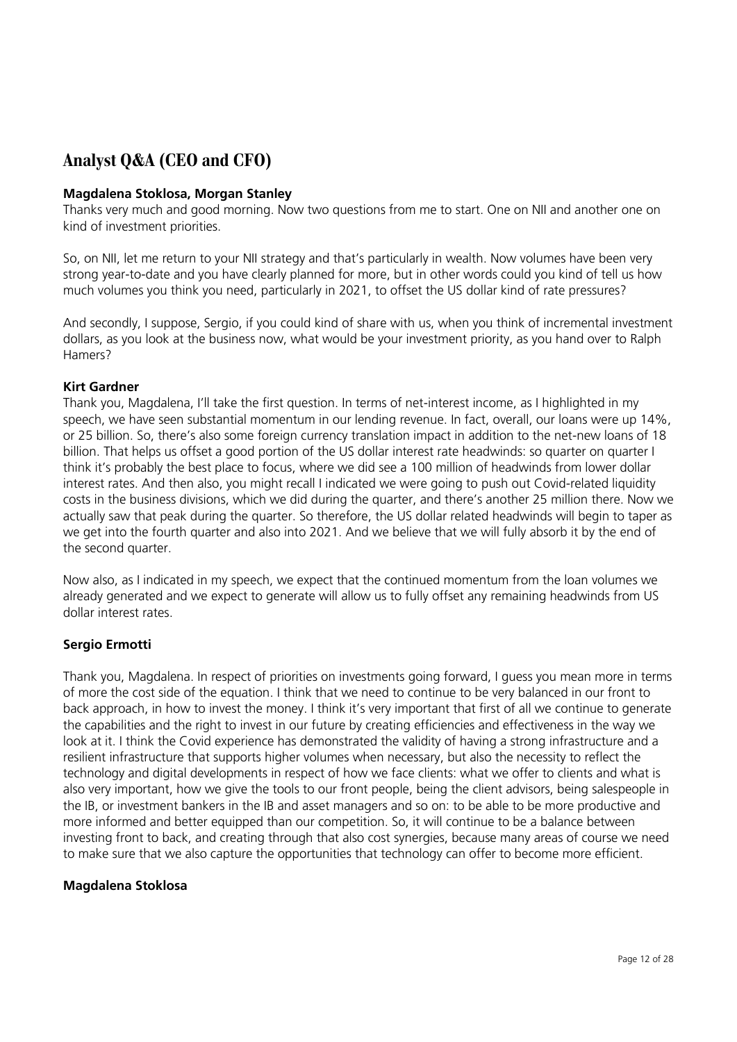## Analyst Q&A (CEO and CFO)

**Magdalena Stoklosa, Morgan Stanley**

Thanks very much and good morning. Now two questions from me to start. One on NII and another one on kind of investment priorities.

So, on NII, let me return to your NII strategy and that's particularly in wealth. Now volumes have been very strong year-to-date and you have clearly planned for more, but in other words could you kind of tell us how much volumes you think you need, particularly in 2021, to offset the US dollar kind of rate pressures?

And secondly, I suppose, Sergio, if you could kind of share with us, when you think of incremental investment dollars, as you look at the business now, what would be your investment priority, as you hand over to Ralph Hamers?

**Kirt Gardner**

Thank you, Magdalena, I'll take the first question. In terms of net-interest income, as I highlighted in my speech, we have seen substantial momentum in our lending revenue. In fact, overall, our loans were up 14%, or 25 billion. So, there's also some foreign currency translation impact in addition to the net-new loans of 18 billion. That helps us offset a good portion of the US dollar interest rate headwinds: so quarter on quarter I think it's probably the best place to focus, where we did see a 100 million of headwinds from lower dollar interest rates. And then also, you might recall I indicated we were going to push out Covid-related liquidity costs in the business divisions, which we did during the quarter, and there's another 25 million there. Now we actually saw that peak during the quarter. So therefore, the US dollar related headwinds will begin to taper as we get into the fourth quarter and also into 2021. And we believe that we will fully absorb it by the end of the second quarter.

Now also, as I indicated in my speech, we expect that the continued momentum from the loan volumes we already generated and we expect to generate will allow us to fully offset any remaining headwinds from US dollar interest rates.

**Sergio Ermotti**

Thank you, Magdalena. In respect of priorities on investments going forward, I guess you mean more in terms of more the cost side of the equation. I think that we need to continue to be very balanced in our front to back approach, in how to invest the money. I think it's very important that first of all we continue to generate the capabilities and the right to invest in our future by creating efficiencies and effectiveness in the way we look at it. I think the Covid experience has demonstrated the validity of having a strong infrastructure and a resilient infrastructure that supports higher volumes when necessary, but also the necessity to reflect the technology and digital developments in respect of how we face clients: what we offer to clients and what is also very important, how we give the tools to our front people, being the client advisors, being salespeople in the IB, or investment bankers in the IB and asset managers and so on: to be able to be more productive and more informed and better equipped than our competition. So, it will continue to be a balance between investing front to back, and creating through that also cost synergies, because many areas of course we need to make sure that we also capture the opportunities that technology can offer to become more efficient.

**Magdalena Stoklosa**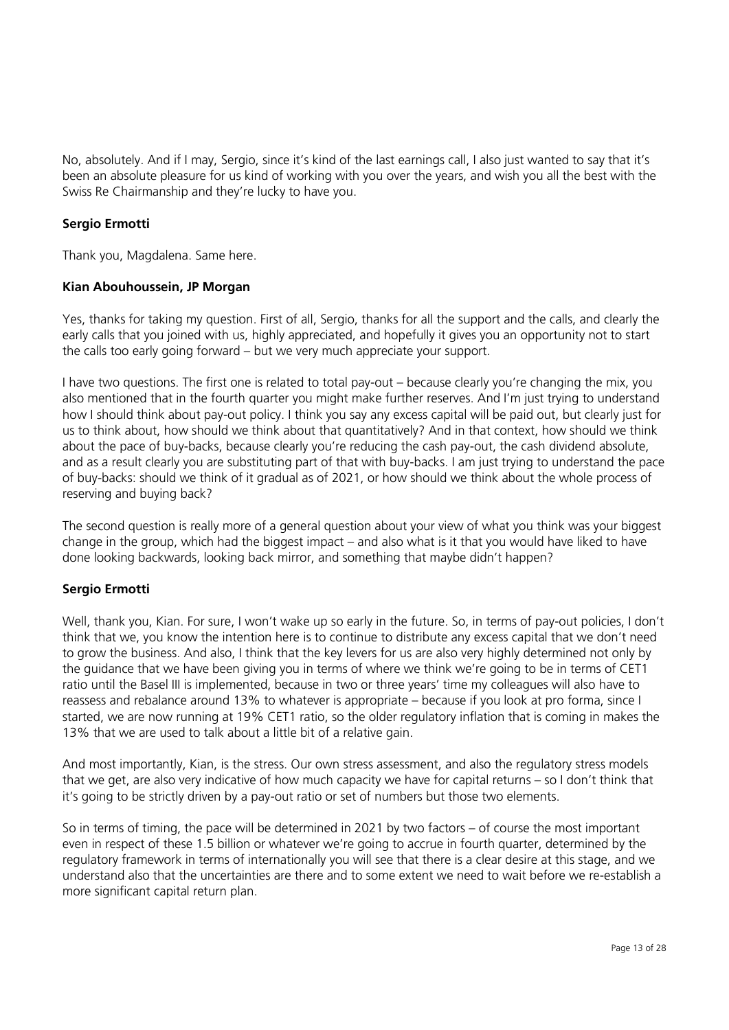No, absolutely. And if I may, Sergio, since it's kind of the last earnings call, I also just wanted to say that it's been an absolute pleasure for us kind of working with you over the years, and wish you all the best with the Swiss Re Chairmanship and they're lucky to have you.

**Sergio Ermotti**

Thank you, Magdalena. Same here.

**Kian Abouhoussein, JP Morgan**

Yes, thanks for taking my question. First of all, Sergio, thanks for all the support and the calls, and clearly the early calls that you joined with us, highly appreciated, and hopefully it gives you an opportunity not to start the calls too early going forward – but we very much appreciate your support.

I have two questions. The first one is related to total pay-out – because clearly you're changing the mix, you also mentioned that in the fourth quarter you might make further reserves. And I'm just trying to understand how I should think about pay-out policy. I think you say any excess capital will be paid out, but clearly just for us to think about, how should we think about that quantitatively? And in that context, how should we think about the pace of buy-backs, because clearly you're reducing the cash pay-out, the cash dividend absolute, and as a result clearly you are substituting part of that with buy-backs. I am just trying to understand the pace of buy-backs: should we think of it gradual as of 2021, or how should we think about the whole process of reserving and buying back?

The second question is really more of a general question about your view of what you think was your biggest change in the group, which had the biggest impact – and also what is it that you would have liked to have done looking backwards, looking back mirror, and something that maybe didn't happen?

**Sergio Ermotti**

Well, thank you, Kian. For sure, I won't wake up so early in the future. So, in terms of pay-out policies, I don't think that we, you know the intention here is to continue to distribute any excess capital that we don't need to grow the business. And also, I think that the key levers for us are also very highly determined not only by the guidance that we have been giving you in terms of where we think we're going to be in terms of CET1 ratio until the Basel III is implemented, because in two or three years' time my colleagues will also have to reassess and rebalance around 13% to whatever is appropriate – because if you look at pro forma, since I started, we are now running at 19% CET1 ratio, so the older regulatory inflation that is coming in makes the 13% that we are used to talk about a little bit of a relative gain.

And most importantly, Kian, is the stress. Our own stress assessment, and also the regulatory stress models that we get, are also very indicative of how much capacity we have for capital returns – so I don't think that it's going to be strictly driven by a pay-out ratio or set of numbers but those two elements.

So in terms of timing, the pace will be determined in 2021 by two factors – of course the most important even in respect of these 1.5 billion or whatever we're going to accrue in fourth quarter, determined by the regulatory framework in terms of internationally you will see that there is a clear desire at this stage, and we understand also that the uncertainties are there and to some extent we need to wait before we re-establish a more significant capital return plan.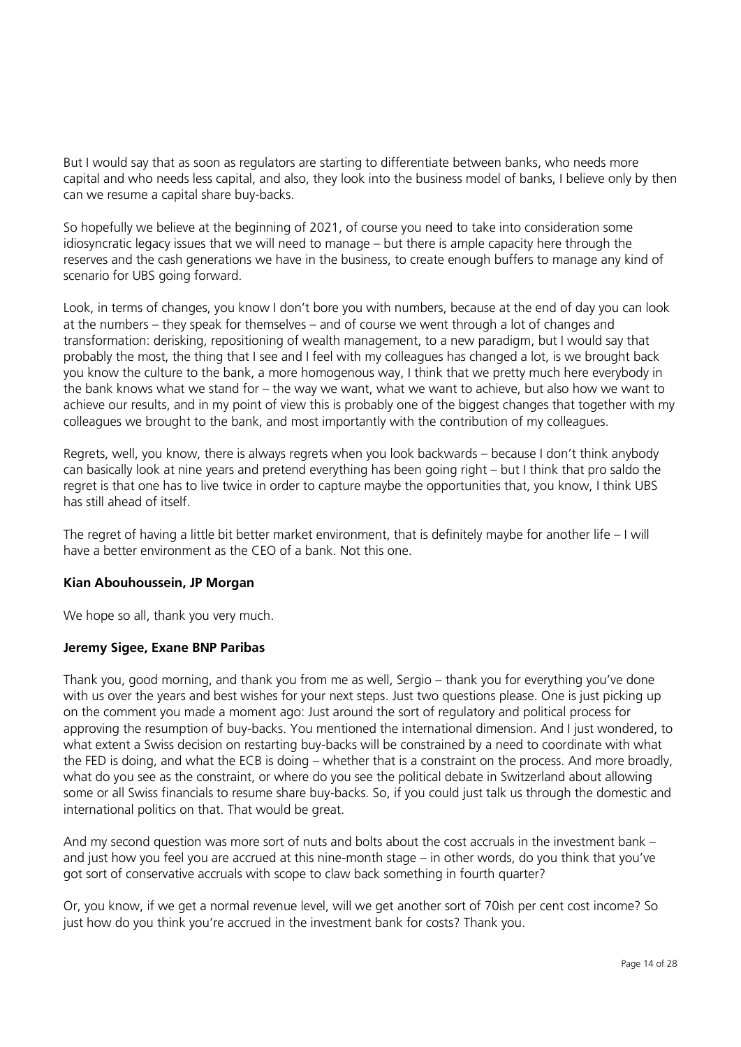But I would say that as soon as regulators are starting to differentiate between banks, who needs more capital and who needs less capital, and also, they look into the business model of banks, I believe only by then can we resume a capital share buy-backs.

So hopefully we believe at the beginning of 2021, of course you need to take into consideration some idiosyncratic legacy issues that we will need to manage – but there is ample capacity here through the reserves and the cash generations we have in the business, to create enough buffers to manage any kind of scenario for UBS going forward.

Look, in terms of changes, you know I don't bore you with numbers, because at the end of day you can look at the numbers – they speak for themselves – and of course we went through a lot of changes and transformation: derisking, repositioning of wealth management, to a new paradigm, but I would say that probably the most, the thing that I see and I feel with my colleagues has changed a lot, is we brought back you know the culture to the bank, a more homogenous way, I think that we pretty much here everybody in the bank knows what we stand for – the way we want, what we want to achieve, but also how we want to achieve our results, and in my point of view this is probably one of the biggest changes that together with my colleagues we brought to the bank, and most importantly with the contribution of my colleagues.

Regrets, well, you know, there is always regrets when you look backwards – because I don't think anybody can basically look at nine years and pretend everything has been going right – but I think that pro saldo the regret is that one has to live twice in order to capture maybe the opportunities that, you know, I think UBS has still ahead of itself.

The regret of having a little bit better market environment, that is definitely maybe for another life – I will have a better environment as the CEO of a bank. Not this one.

**Kian Abouhoussein, JP Morgan**

We hope so all, thank you very much.

**Jeremy Sigee, Exane BNP Paribas**

Thank you, good morning, and thank you from me as well, Sergio – thank you for everything you've done with us over the years and best wishes for your next steps. Just two questions please. One is just picking up on the comment you made a moment ago: Just around the sort of regulatory and political process for approving the resumption of buy-backs. You mentioned the international dimension. And I just wondered, to what extent a Swiss decision on restarting buy-backs will be constrained by a need to coordinate with what the FED is doing, and what the ECB is doing – whether that is a constraint on the process. And more broadly, what do you see as the constraint, or where do you see the political debate in Switzerland about allowing some or all Swiss financials to resume share buy-backs. So, if you could just talk us through the domestic and international politics on that. That would be great.

And my second question was more sort of nuts and bolts about the cost accruals in the investment bank – and just how you feel you are accrued at this nine-month stage – in other words, do you think that you've got sort of conservative accruals with scope to claw back something in fourth quarter?

Or, you know, if we get a normal revenue level, will we get another sort of 70ish per cent cost income? So just how do you think you're accrued in the investment bank for costs? Thank you.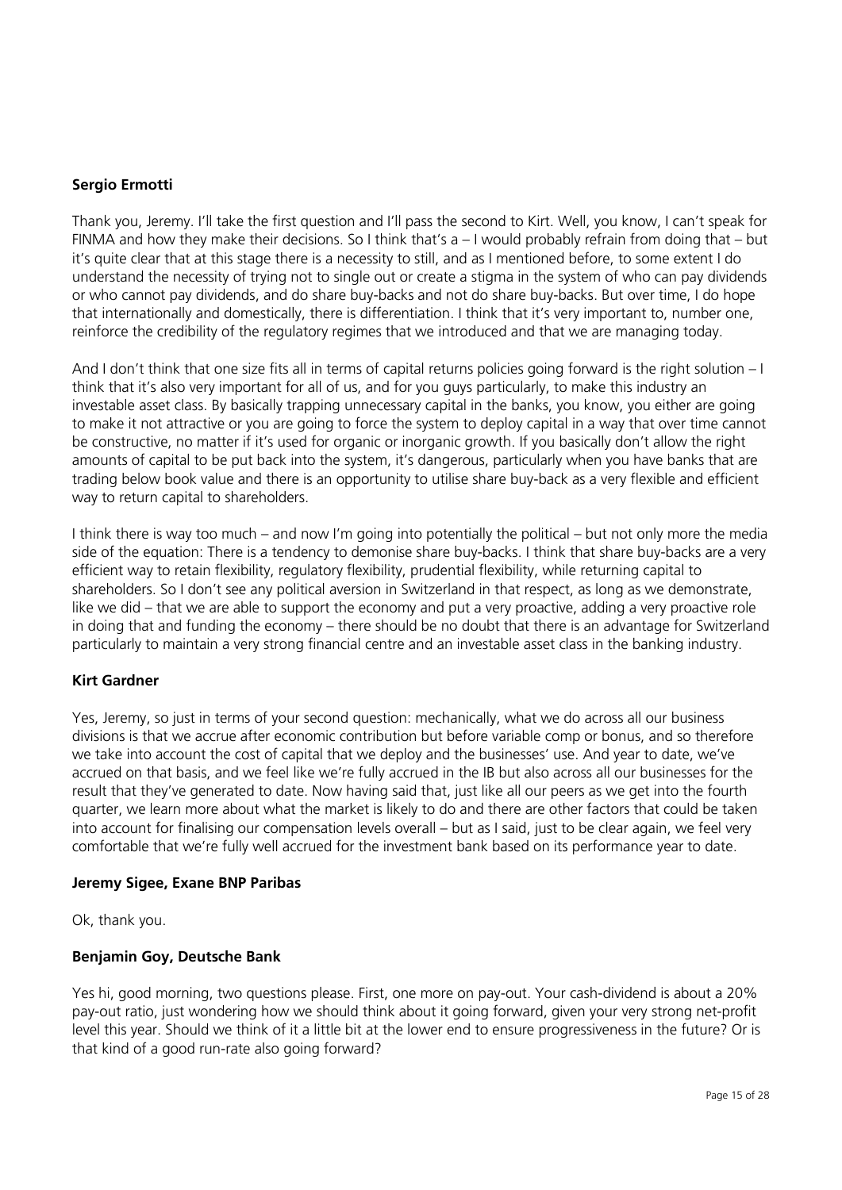**Sergio Ermotti**

Thank you, Jeremy. I'll take the first question and I'll pass the second to Kirt. Well, you know, I can't speak for FINMA and how they make their decisions. So I think that's a – I would probably refrain from doing that – but it's quite clear that at this stage there is a necessity to still, and as I mentioned before, to some extent I do understand the necessity of trying not to single out or create a stigma in the system of who can pay dividends or who cannot pay dividends, and do share buy-backs and not do share buy-backs. But over time, I do hope that internationally and domestically, there is differentiation. I think that it's very important to, number one, reinforce the credibility of the regulatory regimes that we introduced and that we are managing today.

And I don't think that one size fits all in terms of capital returns policies going forward is the right solution – I think that it's also very important for all of us, and for you guys particularly, to make this industry an investable asset class. By basically trapping unnecessary capital in the banks, you know, you either are going to make it not attractive or you are going to force the system to deploy capital in a way that over time cannot be constructive, no matter if it's used for organic or inorganic growth. If you basically don't allow the right amounts of capital to be put back into the system, it's dangerous, particularly when you have banks that are trading below book value and there is an opportunity to utilise share buy-back as a very flexible and efficient way to return capital to shareholders.

I think there is way too much – and now I'm going into potentially the political – but not only more the media side of the equation: There is a tendency to demonise share buy-backs. I think that share buy-backs are a very efficient way to retain flexibility, regulatory flexibility, prudential flexibility, while returning capital to shareholders. So I don't see any political aversion in Switzerland in that respect, as long as we demonstrate, like we did – that we are able to support the economy and put a very proactive, adding a very proactive role in doing that and funding the economy – there should be no doubt that there is an advantage for Switzerland particularly to maintain a very strong financial centre and an investable asset class in the banking industry.

**Kirt Gardner**

Yes, Jeremy, so just in terms of your second question: mechanically, what we do across all our business divisions is that we accrue after economic contribution but before variable comp or bonus, and so therefore we take into account the cost of capital that we deploy and the businesses' use. And year to date, we've accrued on that basis, and we feel like we're fully accrued in the IB but also across all our businesses for the result that they've generated to date. Now having said that, just like all our peers as we get into the fourth quarter, we learn more about what the market is likely to do and there are other factors that could be taken into account for finalising our compensation levels overall – but as I said, just to be clear again, we feel very comfortable that we're fully well accrued for the investment bank based on its performance year to date.

**Jeremy Sigee, Exane BNP Paribas**

Ok, thank you.

**Benjamin Goy, Deutsche Bank**

Yes hi, good morning, two questions please. First, one more on pay-out. Your cash-dividend is about a 20% pay-out ratio, just wondering how we should think about it going forward, given your very strong net-profit level this year. Should we think of it a little bit at the lower end to ensure progressiveness in the future? Or is that kind of a good run-rate also going forward?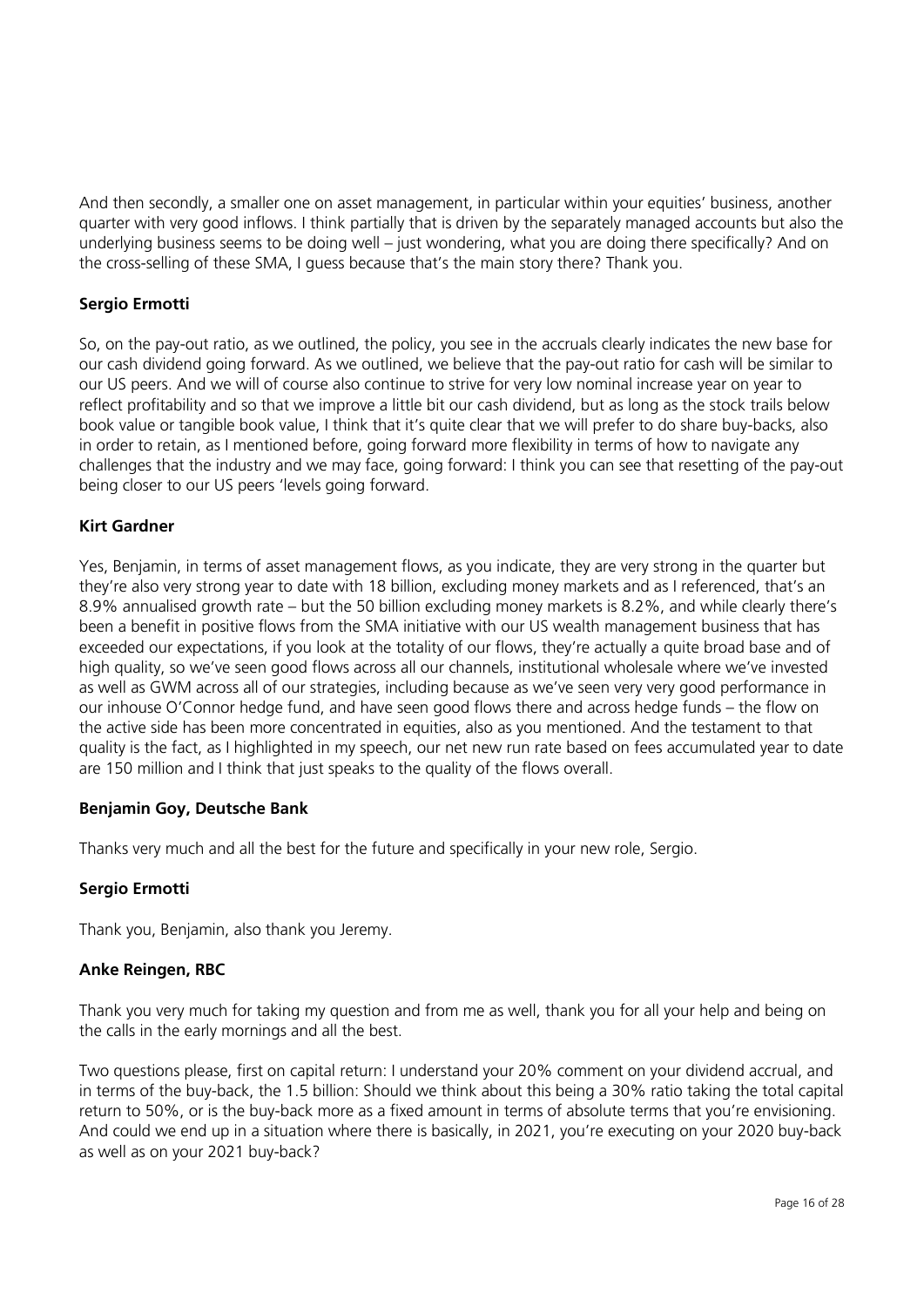And then secondly, a smaller one on asset management, in particular within your equities' business, another quarter with very good inflows. I think partially that is driven by the separately managed accounts but also the underlying business seems to be doing well – just wondering, what you are doing there specifically? And on the cross-selling of these SMA, I guess because that's the main story there? Thank you.

**Sergio Ermotti**

So, on the pay-out ratio, as we outlined, the policy, you see in the accruals clearly indicates the new base for our cash dividend going forward. As we outlined, we believe that the pay-out ratio for cash will be similar to our US peers. And we will of course also continue to strive for very low nominal increase year on year to reflect profitability and so that we improve a little bit our cash dividend, but as long as the stock trails below book value or tangible book value, I think that it's quite clear that we will prefer to do share buy-backs, also in order to retain, as I mentioned before, going forward more flexibility in terms of how to navigate any challenges that the industry and we may face, going forward: I think you can see that resetting of the pay-out being closer to our US peers 'levels going forward.

**Kirt Gardner**

Yes, Benjamin, in terms of asset management flows, as you indicate, they are very strong in the quarter but they're also very strong year to date with 18 billion, excluding money markets and as I referenced, that's an 8.9% annualised growth rate – but the 50 billion excluding money markets is 8.2%, and while clearly there's been a benefit in positive flows from the SMA initiative with our US wealth management business that has exceeded our expectations, if you look at the totality of our flows, they're actually a quite broad base and of high quality, so we've seen good flows across all our channels, institutional wholesale where we've invested as well as GWM across all of our strategies, including because as we've seen very very good performance in our inhouse O'Connor hedge fund, and have seen good flows there and across hedge funds – the flow on the active side has been more concentrated in equities, also as you mentioned. And the testament to that quality is the fact, as I highlighted in my speech, our net new run rate based on fees accumulated year to date are 150 million and I think that just speaks to the quality of the flows overall.

**Benjamin Goy, Deutsche Bank**

Thanks very much and all the best for the future and specifically in your new role, Sergio.

**Sergio Ermotti**

Thank you, Benjamin, also thank you Jeremy.

**Anke Reingen, RBC**

Thank you very much for taking my question and from me as well, thank you for all your help and being on the calls in the early mornings and all the best.

Two questions please, first on capital return: I understand your 20% comment on your dividend accrual, and in terms of the buy-back, the 1.5 billion: Should we think about this being a 30% ratio taking the total capital return to 50%, or is the buy-back more as a fixed amount in terms of absolute terms that you're envisioning. And could we end up in a situation where there is basically, in 2021, you're executing on your 2020 buy-back as well as on your 2021 buy-back?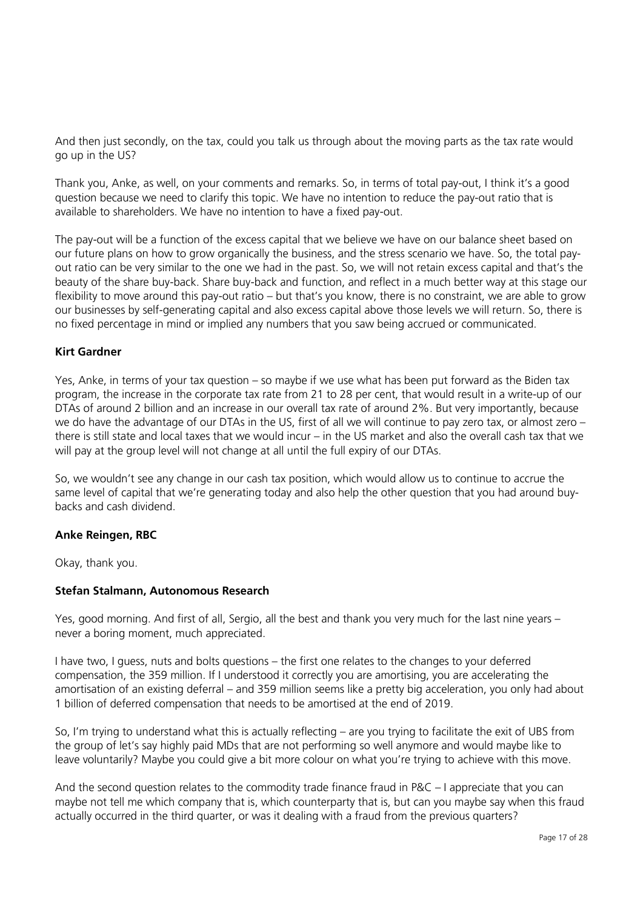And then just secondly, on the tax, could you talk us through about the moving parts as the tax rate would go up in the US?

Thank you, Anke, as well, on your comments and remarks. So, in terms of total pay-out, I think it's a good question because we need to clarify this topic. We have no intention to reduce the pay-out ratio that is available to shareholders. We have no intention to have a fixed pay-out.

The pay-out will be a function of the excess capital that we believe we have on our balance sheet based on our future plans on how to grow organically the business, and the stress scenario we have. So, the total pay-out ratio can be very similar to the one we had in the past. So, we will not retain excess capital and that's the beauty of the share buy-back. Share buy-back and function, and reflect in a much better way at this stage our flexibility to move around this pay-out ratio – but that's you know, there is no constraint, we are able to grow our businesses by self-generating capital and also excess capital above those levels we will return. So, there is no fixed percentage in mind or implied any numbers that you saw being accrued or communicated.

**Kirt Gardner**

Yes, Anke, in terms of your tax question – so maybe if we use what has been put forward as the Biden tax program, the increase in the corporate tax rate from 21 to 28 per cent, that would result in a write-up of our DTAs of around 2 billion and an increase in our overall tax rate of around 2%. But very importantly, because we do have the advantage of our DTAs in the US, first of all we will continue to pay zero tax, or almost zero – there is still state and local taxes that we would incur – in the US market and also the overall cash tax that we will pay at the group level will not change at all until the full expiry of our DTAs.

So, we wouldn't see any change in our cash tax position, which would allow us to continue to accrue the same level of capital that we're generating today and also help the other question that you had around buy-backs and cash dividend.

**Anke Reingen, RBC**

Okay, thank you.

**Stefan Stalmann, Autonomous Research**

Yes, good morning. And first of all, Sergio, all the best and thank you very much for the last nine years – never a boring moment, much appreciated.

I have two, I guess, nuts and bolts questions – the first one relates to the changes to your deferred compensation, the 359 million. If I understood it correctly you are amortising, you are accelerating the amortisation of an existing deferral – and 359 million seems like a pretty big acceleration, you only had about 1 billion of deferred compensation that needs to be amortised at the end of 2019.

So, I'm trying to understand what this is actually reflecting – are you trying to facilitate the exit of UBS from the group of let's say highly paid MDs that are not performing so well anymore and would maybe like to leave voluntarily? Maybe you could give a bit more colour on what you're trying to achieve with this move.

And the second question relates to the commodity trade finance fraud in P&C – I appreciate that you can maybe not tell me which company that is, which counterparty that is, but can you maybe say when this fraud actually occurred in the third quarter, or was it dealing with a fraud from the previous quarters?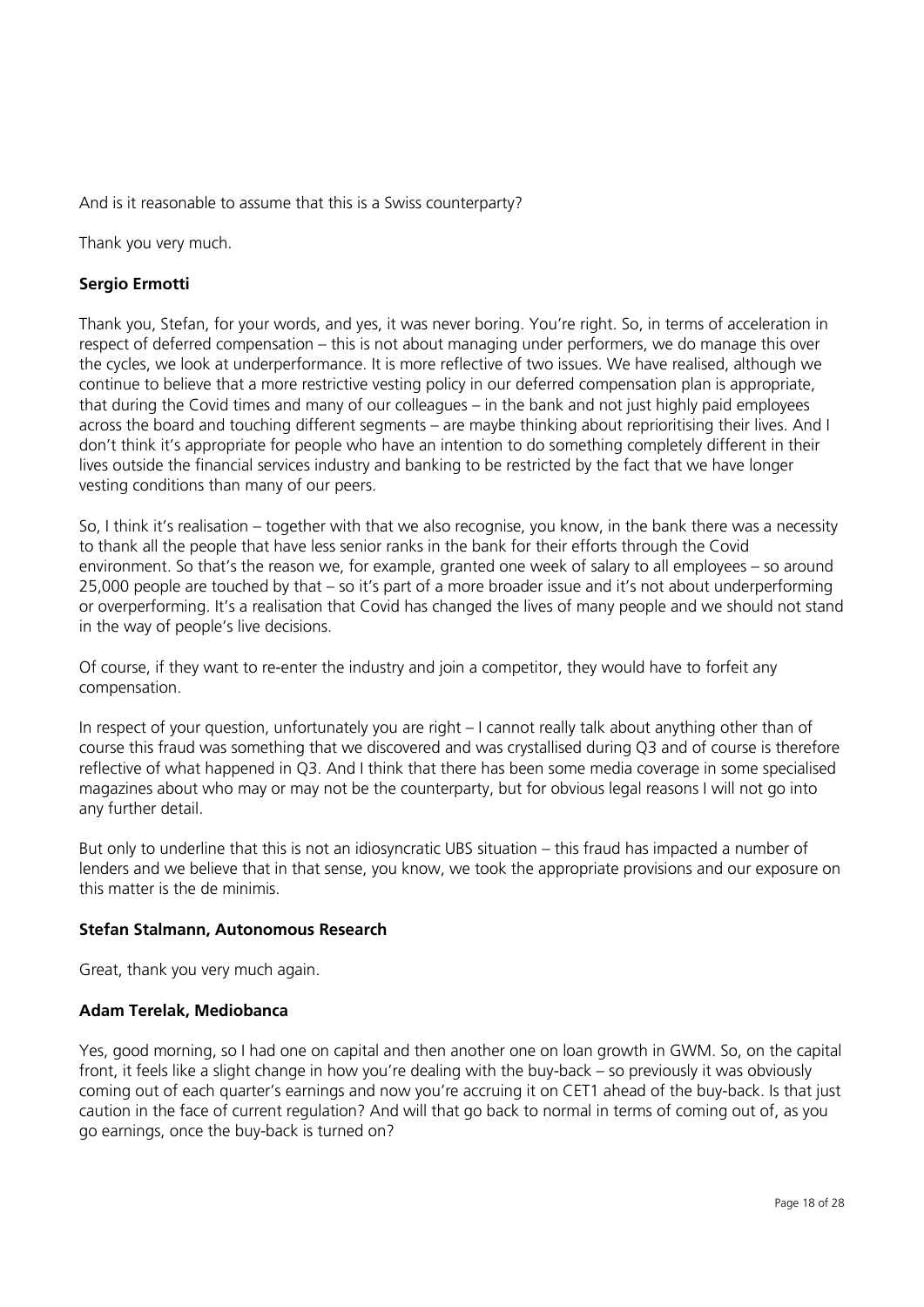And is it reasonable to assume that this is a Swiss counterparty?

Thank you very much.

**Sergio Ermotti**

Thank you, Stefan, for your words, and yes, it was never boring. You're right. So, in terms of acceleration in respect of deferred compensation – this is not about managing under performers, we do manage this over the cycles, we look at underperformance. It is more reflective of two issues. We have realised, although we continue to believe that a more restrictive vesting policy in our deferred compensation plan is appropriate, that during the Covid times and many of our colleagues – in the bank and not just highly paid employees across the board and touching different segments – are maybe thinking about reprioritising their lives. And I don't think it's appropriate for people who have an intention to do something completely different in their lives outside the financial services industry and banking to be restricted by the fact that we have longer vesting conditions than many of our peers.

So, I think it's realisation – together with that we also recognise, you know, in the bank there was a necessity to thank all the people that have less senior ranks in the bank for their efforts through the Covid environment. So that's the reason we, for example, granted one week of salary to all employees – so around 25,000 people are touched by that – so it's part of a more broader issue and it's not about underperforming or overperforming. It's a realisation that Covid has changed the lives of many people and we should not stand in the way of people's live decisions.

Of course, if they want to re-enter the industry and join a competitor, they would have to forfeit any compensation.

In respect of your question, unfortunately you are right – I cannot really talk about anything other than of course this fraud was something that we discovered and was crystallised during Q3 and of course is therefore reflective of what happened in Q3. And I think that there has been some media coverage in some specialised magazines about who may or may not be the counterparty, but for obvious legal reasons I will not go into any further detail.

But only to underline that this is not an idiosyncratic UBS situation – this fraud has impacted a number of lenders and we believe that in that sense, you know, we took the appropriate provisions and our exposure on this matter is the de minimis.

**Stefan Stalmann, Autonomous Research**

Great, thank you very much again.

**Adam Terelak, Mediobanca**

Yes, good morning, so I had one on capital and then another one on loan growth in GWM. So, on the capital front, it feels like a slight change in how you're dealing with the buy-back – so previously it was obviously coming out of each quarter's earnings and now you're accruing it on CET1 ahead of the buy-back. Is that just caution in the face of current regulation? And will that go back to normal in terms of coming out of, as you go earnings, once the buy-back is turned on?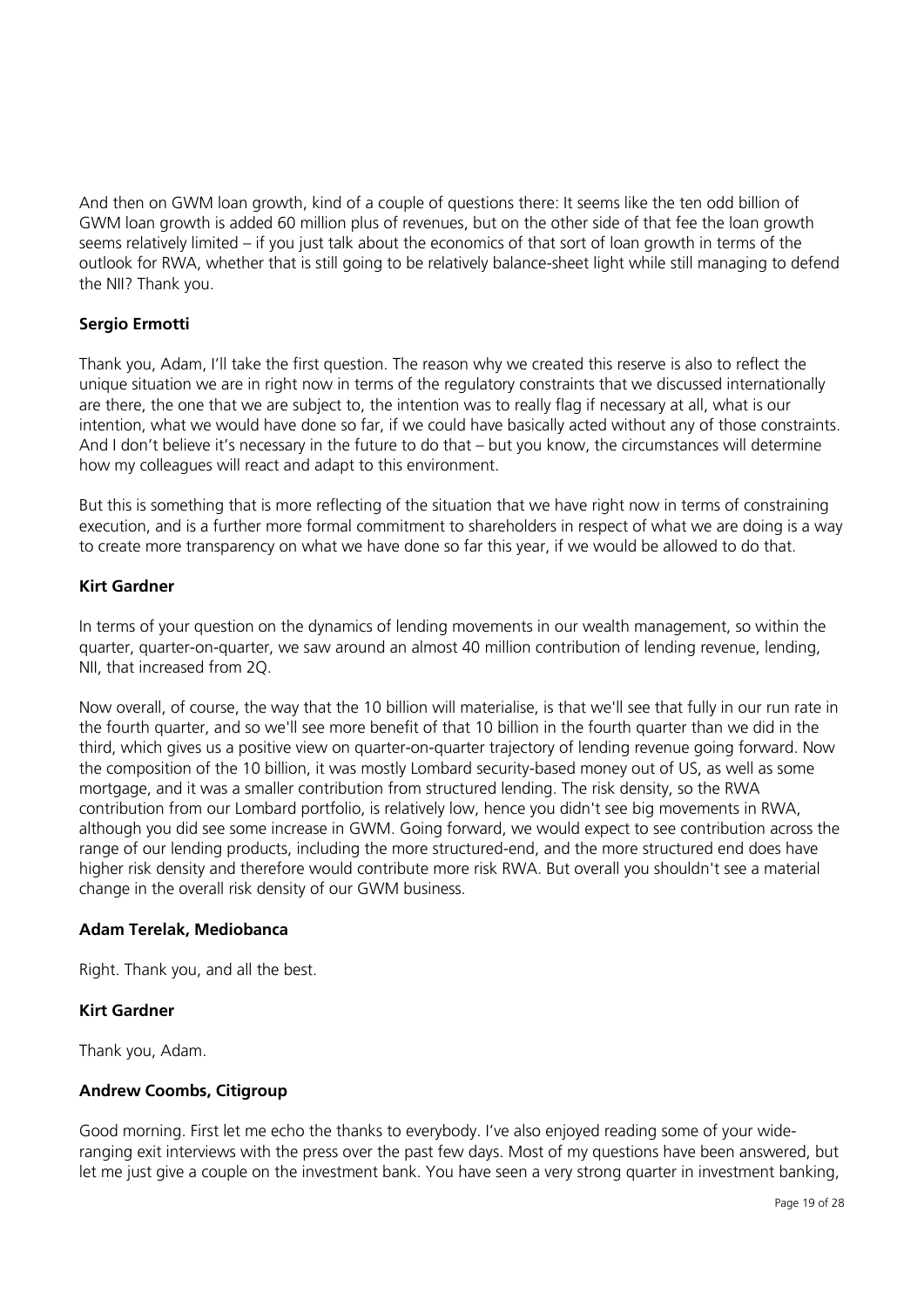And then on GWM loan growth, kind of a couple of questions there: It seems like the ten odd billion of GWM loan growth is added 60 million plus of revenues, but on the other side of that fee the loan growth seems relatively limited – if you just talk about the economics of that sort of loan growth in terms of the outlook for RWA, whether that is still going to be relatively balance-sheet light while still managing to defend the NII? Thank you.

**Sergio Ermotti**

Thank you, Adam, I'll take the first question. The reason why we created this reserve is also to reflect the unique situation we are in right now in terms of the regulatory constraints that we discussed internationally are there, the one that we are subject to, the intention was to really flag if necessary at all, what is our intention, what we would have done so far, if we could have basically acted without any of those constraints. And I don't believe it's necessary in the future to do that – but you know, the circumstances will determine how my colleagues will react and adapt to this environment.

But this is something that is more reflecting of the situation that we have right now in terms of constraining execution, and is a further more formal commitment to shareholders in respect of what we are doing is a way to create more transparency on what we have done so far this year, if we would be allowed to do that.

**Kirt Gardner**

In terms of your question on the dynamics of lending movements in our wealth management, so within the quarter, quarter-on-quarter, we saw around an almost 40 million contribution of lending revenue, lending, NII, that increased from 2Q.

Now overall, of course, the way that the 10 billion will materialise, is that we'll see that fully in our run rate in the fourth quarter, and so we'll see more benefit of that 10 billion in the fourth quarter than we did in the third, which gives us a positive view on quarter-on-quarter trajectory of lending revenue going forward. Now the composition of the 10 billion, it was mostly Lombard security-based money out of US, as well as some mortgage, and it was a smaller contribution from structured lending. The risk density, so the RWA contribution from our Lombard portfolio, is relatively low, hence you didn't see big movements in RWA, although you did see some increase in GWM. Going forward, we would expect to see contribution across the range of our lending products, including the more structured-end, and the more structured end does have higher risk density and therefore would contribute more risk RWA. But overall you shouldn't see a material change in the overall risk density of our GWM business.

**Adam Terelak, Mediobanca**

Right. Thank you, and all the best.

**Kirt Gardner**

Thank you, Adam.

**Andrew Coombs, Citigroup**

Good morning. First let me echo the thanks to everybody. I've also enjoyed reading some of your wide-ranging exit interviews with the press over the past few days. Most of my questions have been answered, but let me just give a couple on the investment bank. You have seen a very strong quarter in investment banking,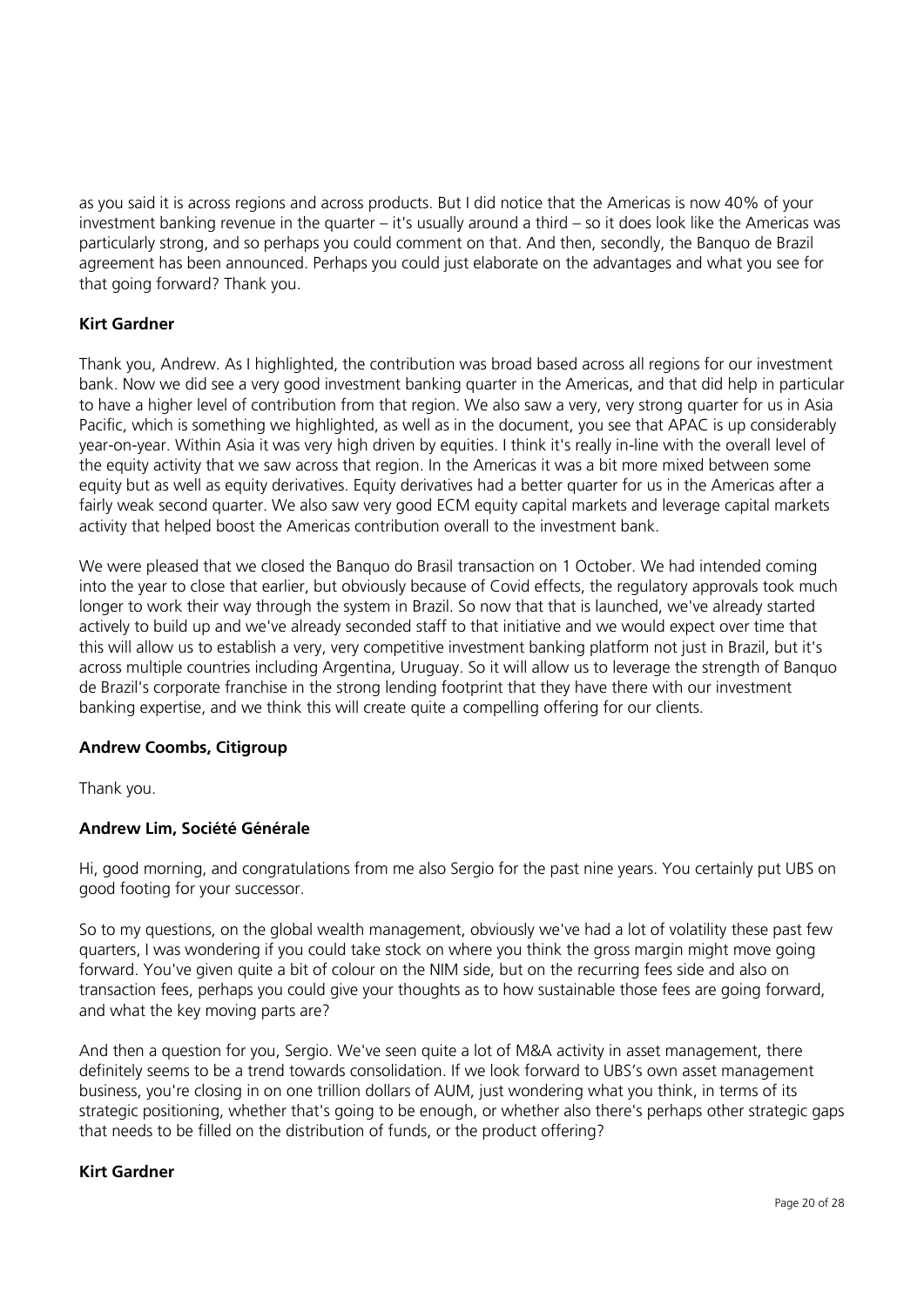as you said it is across regions and across products. But I did notice that the Americas is now 40% of your investment banking revenue in the quarter – it's usually around a third – so it does look like the Americas was particularly strong, and so perhaps you could comment on that. And then, secondly, the Banquo de Brazil agreement has been announced. Perhaps you could just elaborate on the advantages and what you see for that going forward? Thank you.

**Kirt Gardner**

Thank you, Andrew. As I highlighted, the contribution was broad based across all regions for our investment bank. Now we did see a very good investment banking quarter in the Americas, and that did help in particular to have a higher level of contribution from that region. We also saw a very, very strong quarter for us in Asia Pacific, which is something we highlighted, as well as in the document, you see that APAC is up considerably year-on-year. Within Asia it was very high driven by equities. I think it's really in-line with the overall level of the equity activity that we saw across that region. In the Americas it was a bit more mixed between some equity but as well as equity derivatives. Equity derivatives had a better quarter for us in the Americas after a fairly weak second quarter. We also saw very good ECM equity capital markets and leverage capital markets activity that helped boost the Americas contribution overall to the investment bank.

We were pleased that we closed the Banquo do Brasil transaction on 1 October. We had intended coming into the year to close that earlier, but obviously because of Covid effects, the regulatory approvals took much longer to work their way through the system in Brazil. So now that that is launched, we've already started actively to build up and we've already seconded staff to that initiative and we would expect over time that this will allow us to establish a very, very competitive investment banking platform not just in Brazil, but it's across multiple countries including Argentina, Uruguay. So it will allow us to leverage the strength of Banquo de Brazil's corporate franchise in the strong lending footprint that they have there with our investment banking expertise, and we think this will create quite a compelling offering for our clients.

**Andrew Coombs, Citigroup**

Thank you.

**Andrew Lim, Société Générale**

Hi, good morning, and congratulations from me also Sergio for the past nine years. You certainly put UBS on good footing for your successor.

So to my questions, on the global wealth management, obviously we've had a lot of volatility these past few quarters, I was wondering if you could take stock on where you think the gross margin might move going forward. You've given quite a bit of colour on the NIM side, but on the recurring fees side and also on transaction fees, perhaps you could give your thoughts as to how sustainable those fees are going forward, and what the key moving parts are?

And then a question for you, Sergio. We've seen quite a lot of M&A activity in asset management, there definitely seems to be a trend towards consolidation. If we look forward to UBS's own asset management business, you're closing in on one trillion dollars of AUM, just wondering what you think, in terms of its strategic positioning, whether that's going to be enough, or whether also there's perhaps other strategic gaps that needs to be filled on the distribution of funds, or the product offering?

**Kirt Gardner**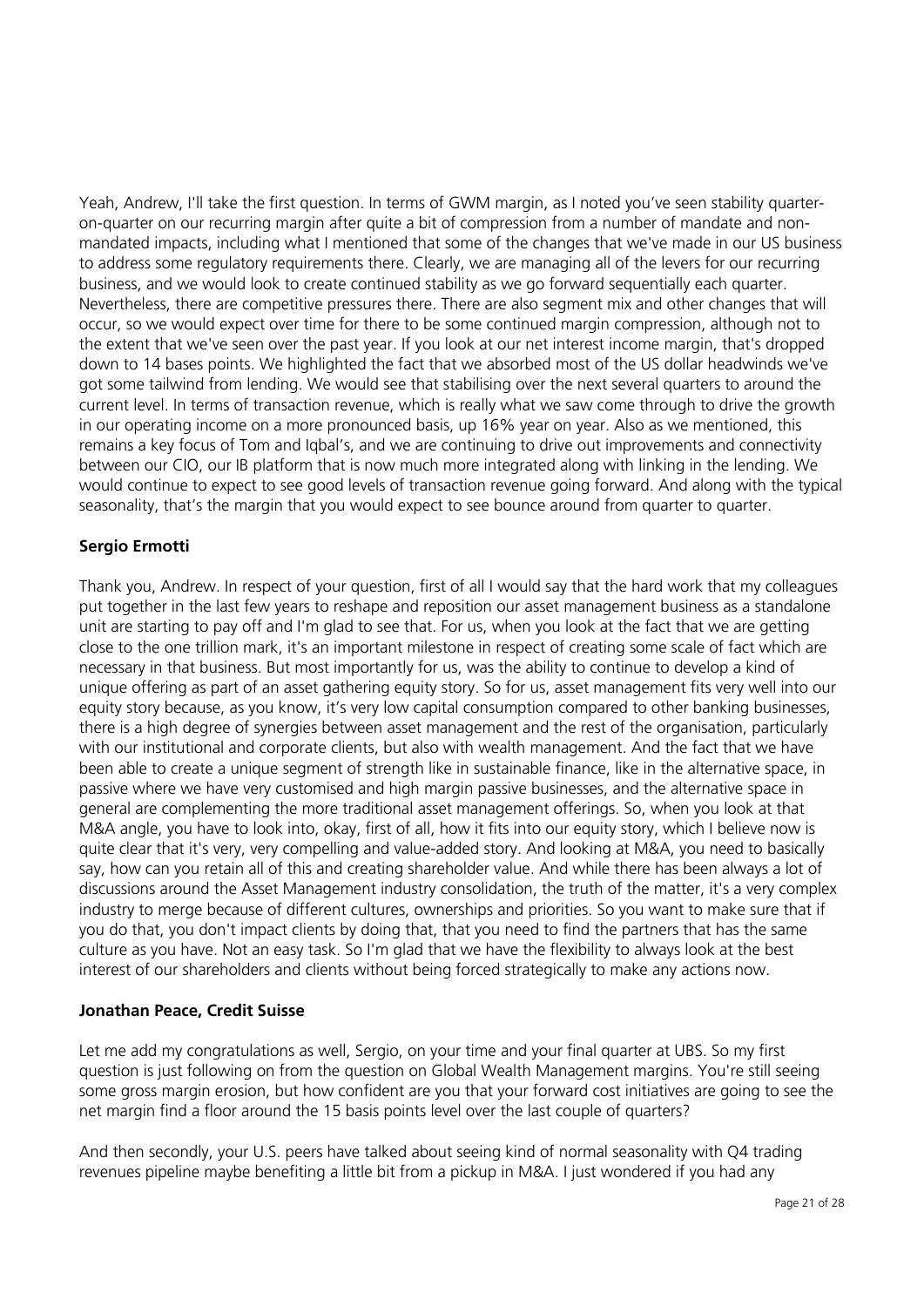Yeah, Andrew, I'll take the first question. In terms of GWM margin, as I noted you've seen stability quarter-on-quarter on our recurring margin after quite a bit of compression from a number of mandate and non-mandated impacts, including what I mentioned that some of the changes that we've made in our US business to address some regulatory requirements there. Clearly, we are managing all of the levers for our recurring business, and we would look to create continued stability as we go forward sequentially each quarter. Nevertheless, there are competitive pressures there. There are also segment mix and other changes that will occur, so we would expect over time for there to be some continued margin compression, although not to the extent that we've seen over the past year. If you look at our net interest income margin, that's dropped down to 14 bases points. We highlighted the fact that we absorbed most of the US dollar headwinds we've got some tailwind from lending. We would see that stabilising over the next several quarters to around the current level. In terms of transaction revenue, which is really what we saw come through to drive the growth in our operating income on a more pronounced basis, up 16% year on year. Also as we mentioned, this remains a key focus of Tom and Iqbal's, and we are continuing to drive out improvements and connectivity between our CIO, our IB platform that is now much more integrated along with linking in the lending. We would continue to expect to see good levels of transaction revenue going forward. And along with the typical seasonality, that's the margin that you would expect to see bounce around from quarter to quarter.

**Sergio Ermotti**

Thank you, Andrew. In respect of your question, first of all I would say that the hard work that my colleagues put together in the last few years to reshape and reposition our asset management business as a standalone unit are starting to pay off and I'm glad to see that. For us, when you look at the fact that we are getting close to the one trillion mark, it's an important milestone in respect of creating some scale of fact which are necessary in that business. But most importantly for us, was the ability to continue to develop a kind of unique offering as part of an asset gathering equity story. So for us, asset management fits very well into our equity story because, as you know, it's very low capital consumption compared to other banking businesses, there is a high degree of synergies between asset management and the rest of the organisation, particularly with our institutional and corporate clients, but also with wealth management. And the fact that we have been able to create a unique segment of strength like in sustainable finance, like in the alternative space, in passive where we have very customised and high margin passive businesses, and the alternative space in general are complementing the more traditional asset management offerings. So, when you look at that M&A angle, you have to look into, okay, first of all, how it fits into our equity story, which I believe now is quite clear that it's very, very compelling and value-added story. And looking at M&A, you need to basically say, how can you retain all of this and creating shareholder value. And while there has been always a lot of discussions around the Asset Management industry consolidation, the truth of the matter, it's a very complex industry to merge because of different cultures, ownerships and priorities. So you want to make sure that if you do that, you don't impact clients by doing that, that you need to find the partners that has the same culture as you have. Not an easy task. So I'm glad that we have the flexibility to always look at the best interest of our shareholders and clients without being forced strategically to make any actions now.

**Jonathan Peace, Credit Suisse**

Let me add my congratulations as well, Sergio, on your time and your final quarter at UBS. So my first question is just following on from the question on Global Wealth Management margins. You're still seeing some gross margin erosion, but how confident are you that your forward cost initiatives are going to see the net margin find a floor around the 15 basis points level over the last couple of quarters?

And then secondly, your U.S. peers have talked about seeing kind of normal seasonality with Q4 trading revenues pipeline maybe benefiting a little bit from a pickup in M&A. I just wondered if you had any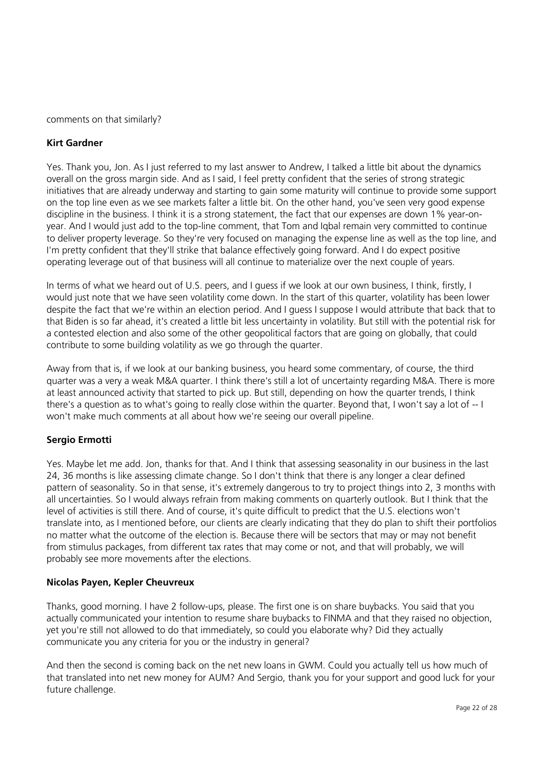comments on that similarly?

**Kirt Gardner**

Yes. Thank you, Jon. As I just referred to my last answer to Andrew, I talked a little bit about the dynamics overall on the gross margin side. And as I said, I feel pretty confident that the series of strong strategic initiatives that are already underway and starting to gain some maturity will continue to provide some support on the top line even as we see markets falter a little bit. On the other hand, you've seen very good expense discipline in the business. I think it is a strong statement, the fact that our expenses are down 1% year-on-year. And I would just add to the top-line comment, that Tom and Iqbal remain very committed to continue to deliver property leverage. So they're very focused on managing the expense line as well as the top line, and I'm pretty confident that they'll strike that balance effectively going forward. And I do expect positive operating leverage out of that business will all continue to materialize over the next couple of years.

In terms of what we heard out of U.S. peers, and I guess if we look at our own business, I think, firstly, I would just note that we have seen volatility come down. In the start of this quarter, volatility has been lower despite the fact that we're within an election period. And I guess I suppose I would attribute that back that to that Biden is so far ahead, it's created a little bit less uncertainty in volatility. But still with the potential risk for a contested election and also some of the other geopolitical factors that are going on globally, that could contribute to some building volatility as we go through the quarter.

Away from that is, if we look at our banking business, you heard some commentary, of course, the third quarter was a very a weak M&A quarter. I think there's still a lot of uncertainty regarding M&A. There is more at least announced activity that started to pick up. But still, depending on how the quarter trends, I think there's a question as to what's going to really close within the quarter. Beyond that, I won't say a lot of -- I won't make much comments at all about how we're seeing our overall pipeline.

**Sergio Ermotti**

Yes. Maybe let me add. Jon, thanks for that. And I think that assessing seasonality in our business in the last 24, 36 months is like assessing climate change. So I don't think that there is any longer a clear defined pattern of seasonality. So in that sense, it's extremely dangerous to try to project things into 2, 3 months with all uncertainties. So I would always refrain from making comments on quarterly outlook. But I think that the level of activities is still there. And of course, it's quite difficult to predict that the U.S. elections won't translate into, as I mentioned before, our clients are clearly indicating that they do plan to shift their portfolios no matter what the outcome of the election is. Because there will be sectors that may or may not benefit from stimulus packages, from different tax rates that may come or not, and that will probably, we will probably see more movements after the elections.

**Nicolas Payen, Kepler Cheuvreux**

Thanks, good morning. I have 2 follow-ups, please. The first one is on share buybacks. You said that you actually communicated your intention to resume share buybacks to FINMA and that they raised no objection, yet you're still not allowed to do that immediately, so could you elaborate why? Did they actually communicate you any criteria for you or the industry in general?

And then the second is coming back on the net new loans in GWM. Could you actually tell us how much of that translated into net new money for AUM? And Sergio, thank you for your support and good luck for your future challenge.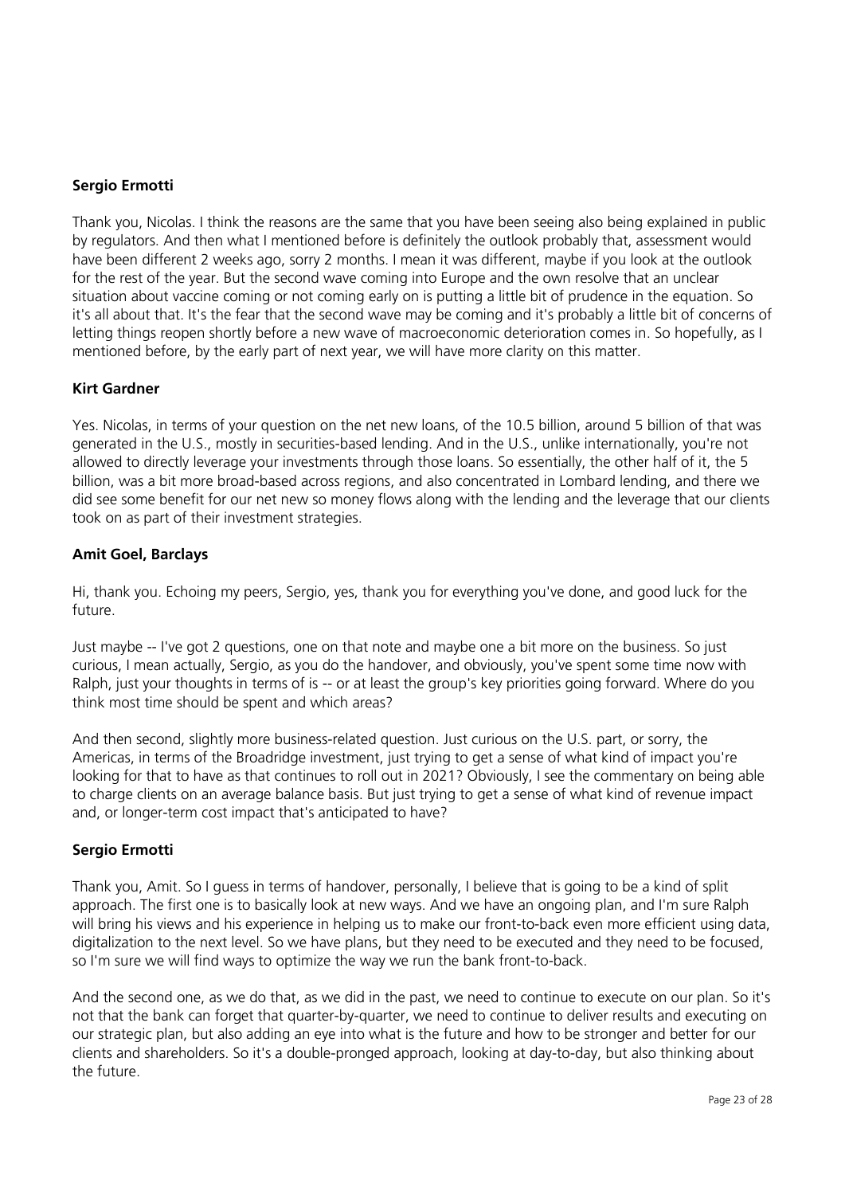**Sergio Ermotti**

Thank you, Nicolas. I think the reasons are the same that you have been seeing also being explained in public by regulators. And then what I mentioned before is definitely the outlook probably that, assessment would have been different 2 weeks ago, sorry 2 months. I mean it was different, maybe if you look at the outlook for the rest of the year. But the second wave coming into Europe and the own resolve that an unclear situation about vaccine coming or not coming early on is putting a little bit of prudence in the equation. So it's all about that. It's the fear that the second wave may be coming and it's probably a little bit of concerns of letting things reopen shortly before a new wave of macroeconomic deterioration comes in. So hopefully, as I mentioned before, by the early part of next year, we will have more clarity on this matter.

**Kirt Gardner**

Yes. Nicolas, in terms of your question on the net new loans, of the 10.5 billion, around 5 billion of that was generated in the U.S., mostly in securities-based lending. And in the U.S., unlike internationally, you're not allowed to directly leverage your investments through those loans. So essentially, the other half of it, the 5 billion, was a bit more broad-based across regions, and also concentrated in Lombard lending, and there we did see some benefit for our net new so money flows along with the lending and the leverage that our clients took on as part of their investment strategies.

**Amit Goel, Barclays**

Hi, thank you. Echoing my peers, Sergio, yes, thank you for everything you've done, and good luck for the future.

Just maybe -- I've got 2 questions, one on that note and maybe one a bit more on the business. So just curious, I mean actually, Sergio, as you do the handover, and obviously, you've spent some time now with Ralph, just your thoughts in terms of is -- or at least the group's key priorities going forward. Where do you think most time should be spent and which areas?

And then second, slightly more business-related question. Just curious on the U.S. part, or sorry, the Americas, in terms of the Broadridge investment, just trying to get a sense of what kind of impact you're looking for that to have as that continues to roll out in 2021? Obviously, I see the commentary on being able to charge clients on an average balance basis. But just trying to get a sense of what kind of revenue impact and, or longer-term cost impact that's anticipated to have?

**Sergio Ermotti**

Thank you, Amit. So I guess in terms of handover, personally, I believe that is going to be a kind of split approach. The first one is to basically look at new ways. And we have an ongoing plan, and I'm sure Ralph will bring his views and his experience in helping us to make our front-to-back even more efficient using data, digitalization to the next level. So we have plans, but they need to be executed and they need to be focused, so I'm sure we will find ways to optimize the way we run the bank front-to-back.

And the second one, as we do that, as we did in the past, we need to continue to execute on our plan. So it's not that the bank can forget that quarter-by-quarter, we need to continue to deliver results and executing on our strategic plan, but also adding an eye into what is the future and how to be stronger and better for our clients and shareholders. So it's a double-pronged approach, looking at day-to-day, but also thinking about the future.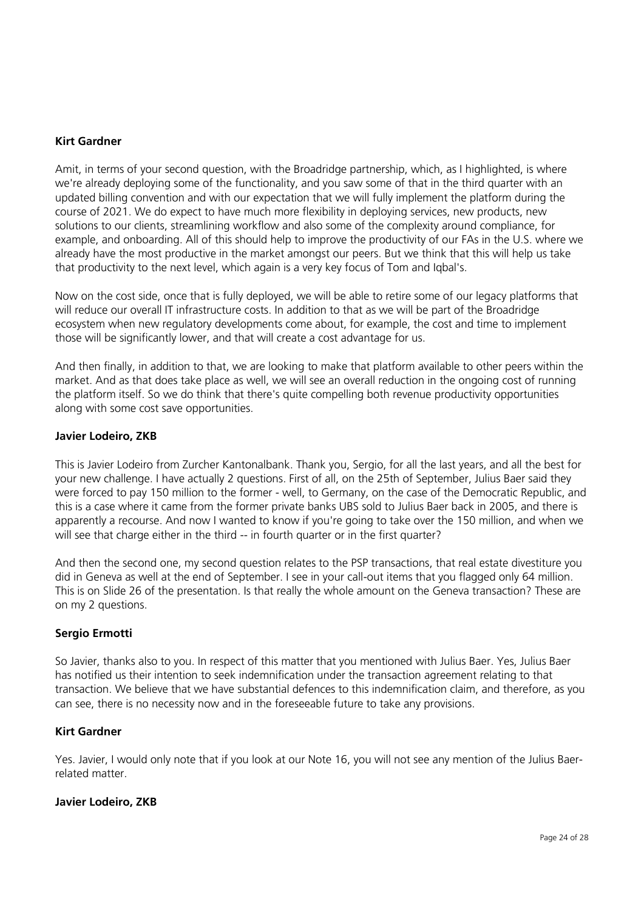**Kirt Gardner**

Amit, in terms of your second question, with the Broadridge partnership, which, as I highlighted, is where we're already deploying some of the functionality, and you saw some of that in the third quarter with an updated billing convention and with our expectation that we will fully implement the platform during the course of 2021. We do expect to have much more flexibility in deploying services, new products, new solutions to our clients, streamlining workflow and also some of the complexity around compliance, for example, and onboarding. All of this should help to improve the productivity of our FAs in the U.S. where we already have the most productive in the market amongst our peers. But we think that this will help us take that productivity to the next level, which again is a very key focus of Tom and Iqbal's.

Now on the cost side, once that is fully deployed, we will be able to retire some of our legacy platforms that will reduce our overall IT infrastructure costs. In addition to that as we will be part of the Broadridge ecosystem when new regulatory developments come about, for example, the cost and time to implement those will be significantly lower, and that will create a cost advantage for us.

And then finally, in addition to that, we are looking to make that platform available to other peers within the market. And as that does take place as well, we will see an overall reduction in the ongoing cost of running the platform itself. So we do think that there's quite compelling both revenue productivity opportunities along with some cost save opportunities.

**Javier Lodeiro, ZKB**

This is Javier Lodeiro from Zurcher Kantonalbank. Thank you, Sergio, for all the last years, and all the best for your new challenge. I have actually 2 questions. First of all, on the 25th of September, Julius Baer said they were forced to pay 150 million to the former - well, to Germany, on the case of the Democratic Republic, and this is a case where it came from the former private banks UBS sold to Julius Baer back in 2005, and there is apparently a recourse. And now I wanted to know if you're going to take over the 150 million, and when we will see that charge either in the third -- in fourth quarter or in the first quarter?

And then the second one, my second question relates to the PSP transactions, that real estate divestiture you did in Geneva as well at the end of September. I see in your call-out items that you flagged only 64 million. This is on Slide 26 of the presentation. Is that really the whole amount on the Geneva transaction? These are on my 2 questions.

**Sergio Ermotti**

So Javier, thanks also to you. In respect of this matter that you mentioned with Julius Baer. Yes, Julius Baer has notified us their intention to seek indemnification under the transaction agreement relating to that transaction. We believe that we have substantial defences to this indemnification claim, and therefore, as you can see, there is no necessity now and in the foreseeable future to take any provisions.

**Kirt Gardner**

Yes. Javier, I would only note that if you look at our Note 16, you will not see any mention of the Julius Baer-related matter.

**Javier Lodeiro, ZKB**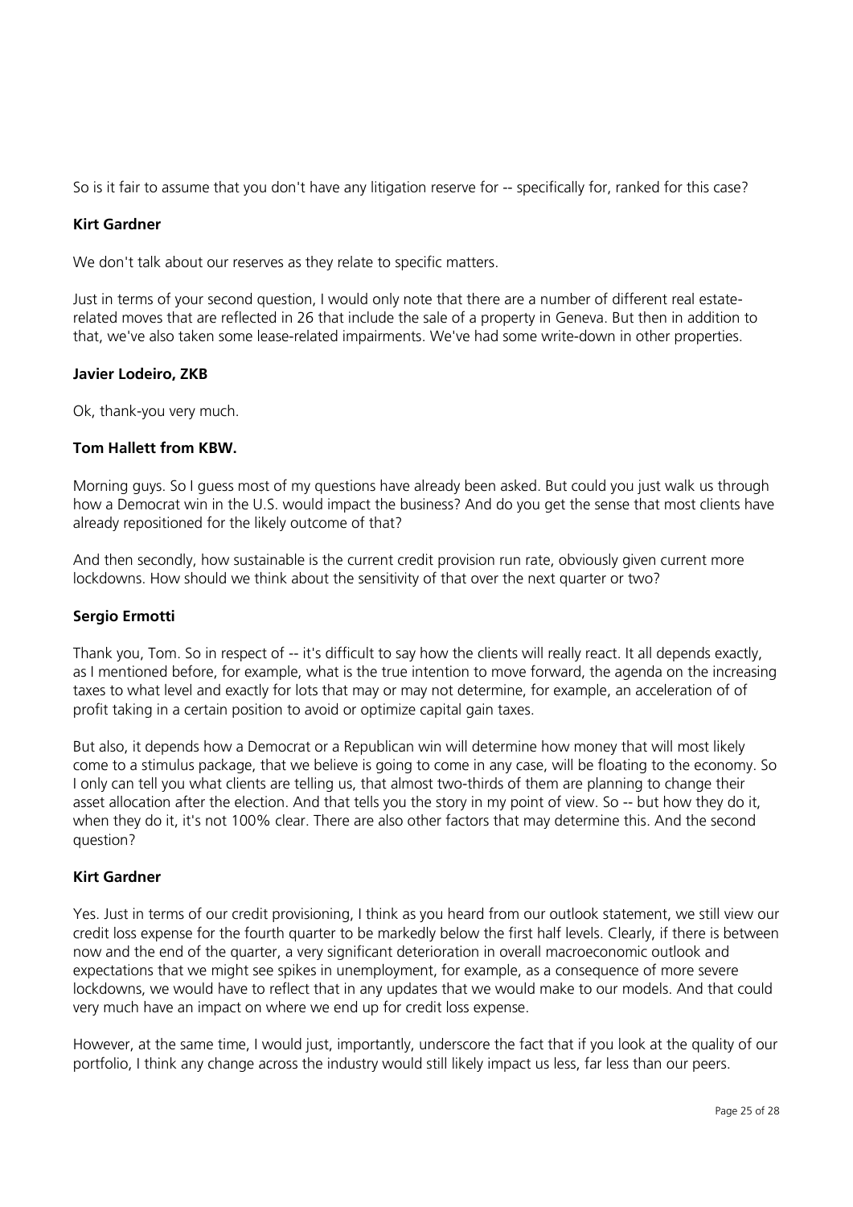So is it fair to assume that you don't have any litigation reserve for -- specifically for, ranked for this case?

**Kirt Gardner**

We don't talk about our reserves as they relate to specific matters.

Just in terms of your second question, I would only note that there are a number of different real estate-related moves that are reflected in 26 that include the sale of a property in Geneva. But then in addition to that, we've also taken some lease-related impairments. We've had some write-down in other properties.

**Javier Lodeiro, ZKB**

Ok, thank-you very much.

**Tom Hallett from KBW.**

Morning guys. So I guess most of my questions have already been asked. But could you just walk us through how a Democrat win in the U.S. would impact the business? And do you get the sense that most clients have already repositioned for the likely outcome of that?

And then secondly, how sustainable is the current credit provision run rate, obviously given current more lockdowns. How should we think about the sensitivity of that over the next quarter or two?

**Sergio Ermotti**

Thank you, Tom. So in respect of -- it's difficult to say how the clients will really react. It all depends exactly, as I mentioned before, for example, what is the true intention to move forward, the agenda on the increasing taxes to what level and exactly for lots that may or may not determine, for example, an acceleration of of profit taking in a certain position to avoid or optimize capital gain taxes.

But also, it depends how a Democrat or a Republican win will determine how money that will most likely come to a stimulus package, that we believe is going to come in any case, will be floating to the economy. So I only can tell you what clients are telling us, that almost two-thirds of them are planning to change their asset allocation after the election. And that tells you the story in my point of view. So -- but how they do it, when they do it, it's not 100% clear. There are also other factors that may determine this. And the second question?

**Kirt Gardner**

Yes. Just in terms of our credit provisioning, I think as you heard from our outlook statement, we still view our credit loss expense for the fourth quarter to be markedly below the first half levels. Clearly, if there is between now and the end of the quarter, a very significant deterioration in overall macroeconomic outlook and expectations that we might see spikes in unemployment, for example, as a consequence of more severe lockdowns, we would have to reflect that in any updates that we would make to our models. And that could very much have an impact on where we end up for credit loss expense.

However, at the same time, I would just, importantly, underscore the fact that if you look at the quality of our portfolio, I think any change across the industry would still likely impact us less, far less than our peers.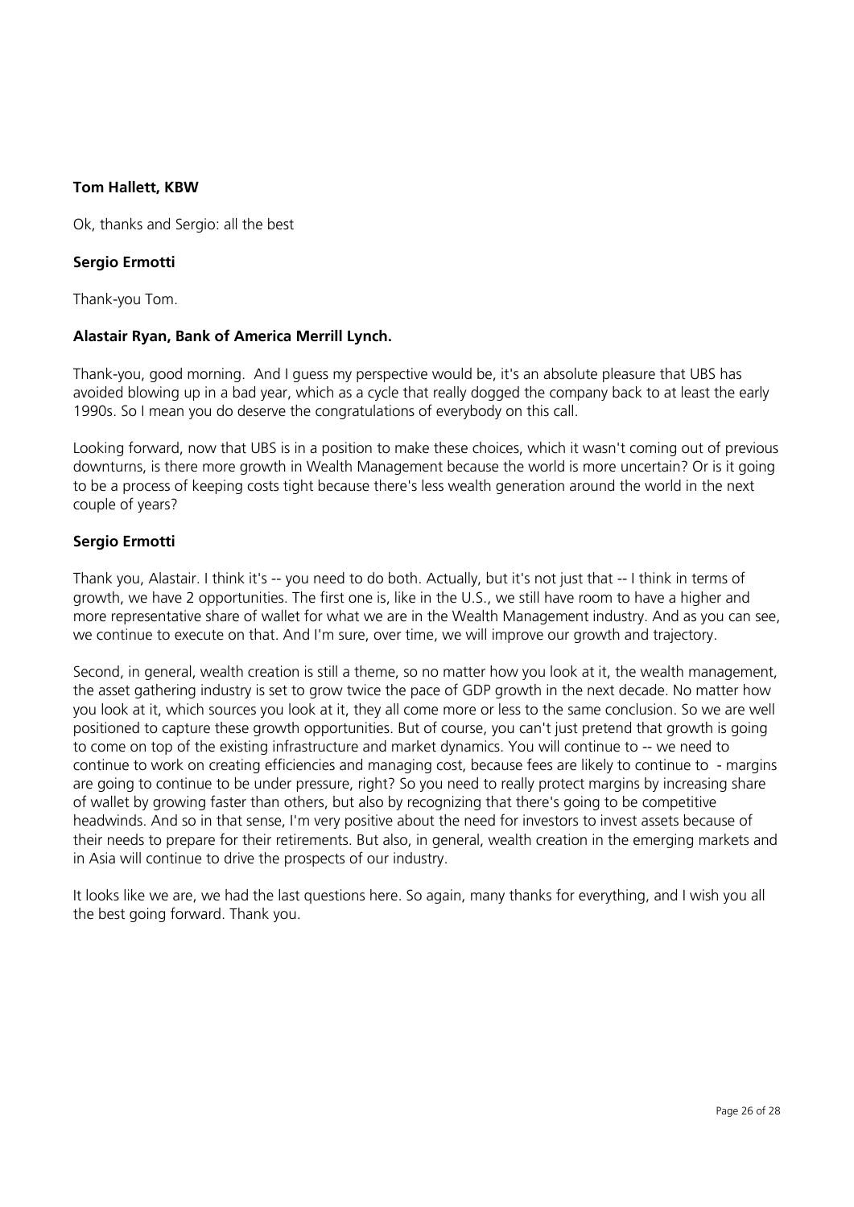**Tom Hallett, KBW**

Ok, thanks and Sergio: all the best

**Sergio Ermotti**

Thank-you Tom.

**Alastair Ryan, Bank of America Merrill Lynch.**

Thank-you, good morning. And I guess my perspective would be, it's an absolute pleasure that UBS has avoided blowing up in a bad year, which as a cycle that really dogged the company back to at least the early 1990s. So I mean you do deserve the congratulations of everybody on this call.

Looking forward, now that UBS is in a position to make these choices, which it wasn't coming out of previous downturns, is there more growth in Wealth Management because the world is more uncertain? Or is it going to be a process of keeping costs tight because there's less wealth generation around the world in the next couple of years?

**Sergio Ermotti**

Thank you, Alastair. I think it's -- you need to do both. Actually, but it's not just that -- I think in terms of growth, we have 2 opportunities. The first one is, like in the U.S., we still have room to have a higher and more representative share of wallet for what we are in the Wealth Management industry. And as you can see, we continue to execute on that. And I'm sure, over time, we will improve our growth and trajectory.

Second, in general, wealth creation is still a theme, so no matter how you look at it, the wealth management, the asset gathering industry is set to grow twice the pace of GDP growth in the next decade. No matter how you look at it, which sources you look at it, they all come more or less to the same conclusion. So we are well positioned to capture these growth opportunities. But of course, you can't just pretend that growth is going to come on top of the existing infrastructure and market dynamics. You will continue to -- we need to continue to work on creating efficiencies and managing cost, because fees are likely to continue to - margins are going to continue to be under pressure, right? So you need to really protect margins by increasing share of wallet by growing faster than others, but also by recognizing that there's going to be competitive headwinds. And so in that sense, I'm very positive about the need for investors to invest assets because of their needs to prepare for their retirements. But also, in general, wealth creation in the emerging markets and in Asia will continue to drive the prospects of our industry.

It looks like we are, we had the last questions here. So again, many thanks for everything, and I wish you all the best going forward. Thank you.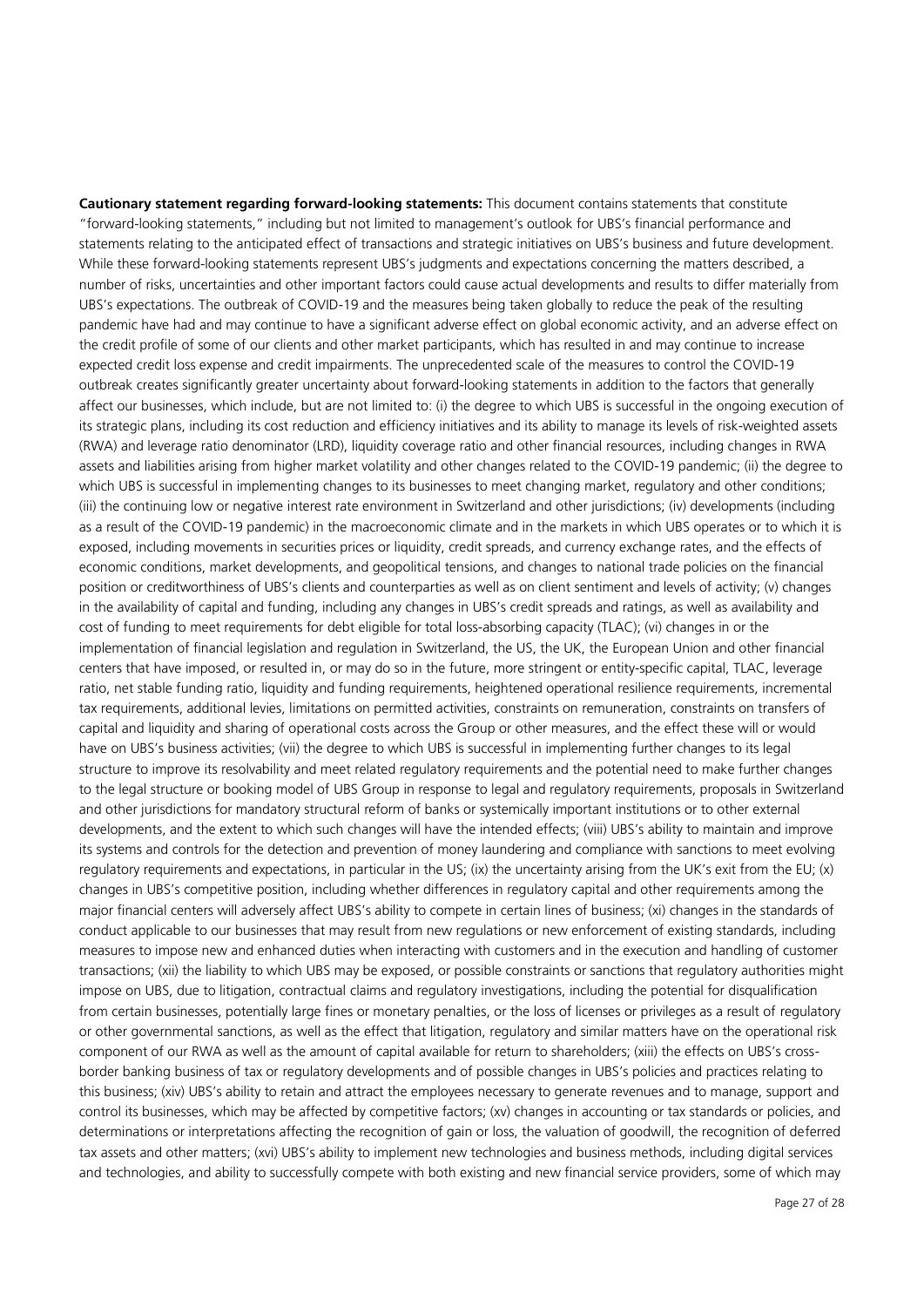**Cautionary statement regarding forward-looking statements:** This document contains statements that constitute "forward-looking statements," including but not limited to management's outlook for UBS's financial performance and statements relating to the anticipated effect of transactions and strategic initiatives on UBS's business and future development. While these forward-looking statements represent UBS's judgments and expectations concerning the matters described, a number of risks, uncertainties and other important factors could cause actual developments and results to differ materially from UBS's expectations. The outbreak of COVID-19 and the measures being taken globally to reduce the peak of the resulting pandemic have had and may continue to have a significant adverse effect on global economic activity, and an adverse effect on the credit profile of some of our clients and other market participants, which has resulted in and may continue to increase expected credit loss expense and credit impairments. The unprecedented scale of the measures to control the COVID-19 outbreak creates significantly greater uncertainty about forward-looking statements in addition to the factors that generally affect our businesses, which include, but are not limited to: (i) the degree to which UBS is successful in the ongoing execution of its strategic plans, including its cost reduction and efficiency initiatives and its ability to manage its levels of risk-weighted assets (RWA) and leverage ratio denominator (LRD), liquidity coverage ratio and other financial resources, including changes in RWA assets and liabilities arising from higher market volatility and other changes related to the COVID-19 pandemic; (ii) the degree to which UBS is successful in implementing changes to its businesses to meet changing market, regulatory and other conditions; (iii) the continuing low or negative interest rate environment in Switzerland and other jurisdictions; (iv) developments (including as a result of the COVID-19 pandemic) in the macroeconomic climate and in the markets in which UBS operates or to which it is exposed, including movements in securities prices or liquidity, credit spreads, and currency exchange rates, and the effects of economic conditions, market developments, and geopolitical tensions, and changes to national trade policies on the financial position or creditworthiness of UBS's clients and counterparties as well as on client sentiment and levels of activity; (v) changes in the availability of capital and funding, including any changes in UBS's credit spreads and ratings, as well as availability and cost of funding to meet requirements for debt eligible for total loss-absorbing capacity (TLAC); (vi) changes in or the implementation of financial legislation and regulation in Switzerland, the US, the UK, the European Union and other financial centers that have imposed, or resulted in, or may do so in the future, more stringent or entity-specific capital, TLAC, leverage ratio, net stable funding ratio, liquidity and funding requirements, heightened operational resilience requirements, incremental tax requirements, additional levies, limitations on permitted activities, constraints on remuneration, constraints on transfers of capital and liquidity and sharing of operational costs across the Group or other measures, and the effect these will or would have on UBS's business activities; (vii) the degree to which UBS is successful in implementing further changes to its legal structure to improve its resolvability and meet related regulatory requirements and the potential need to make further changes to the legal structure or booking model of UBS Group in response to legal and regulatory requirements, proposals in Switzerland and other jurisdictions for mandatory structural reform of banks or systemically important institutions or to other external developments, and the extent to which such changes will have the intended effects; (viii) UBS's ability to maintain and improve its systems and controls for the detection and prevention of money laundering and compliance with sanctions to meet evolving regulatory requirements and expectations, in particular in the US; (ix) the uncertainty arising from the UK's exit from the EU; (x) changes in UBS's competitive position, including whether differences in regulatory capital and other requirements among the major financial centers will adversely affect UBS's ability to compete in certain lines of business; (xi) changes in the standards of conduct applicable to our businesses that may result from new regulations or new enforcement of existing standards, including measures to impose new and enhanced duties when interacting with customers and in the execution and handling of customer transactions; (xii) the liability to which UBS may be exposed, or possible constraints or sanctions that regulatory authorities might impose on UBS, due to litigation, contractual claims and regulatory investigations, including the potential for disqualification from certain businesses, potentially large fines or monetary penalties, or the loss of licenses or privileges as a result of regulatory or other governmental sanctions, as well as the effect that litigation, regulatory and similar matters have on the operational risk component of our RWA as well as the amount of capital available for return to shareholders; (xiii) the effects on UBS's cross-border banking business of tax or regulatory developments and of possible changes in UBS's policies and practices relating to this business; (xiv) UBS's ability to retain and attract the employees necessary to generate revenues and to manage, support and control its businesses, which may be affected by competitive factors; (xv) changes in accounting or tax standards or policies, and determinations or interpretations affecting the recognition of gain or loss, the valuation of goodwill, the recognition of deferred tax assets and other matters; (xvi) UBS's ability to implement new technologies and business methods, including digital services and technologies, and ability to successfully compete with both existing and new financial service providers, some of which may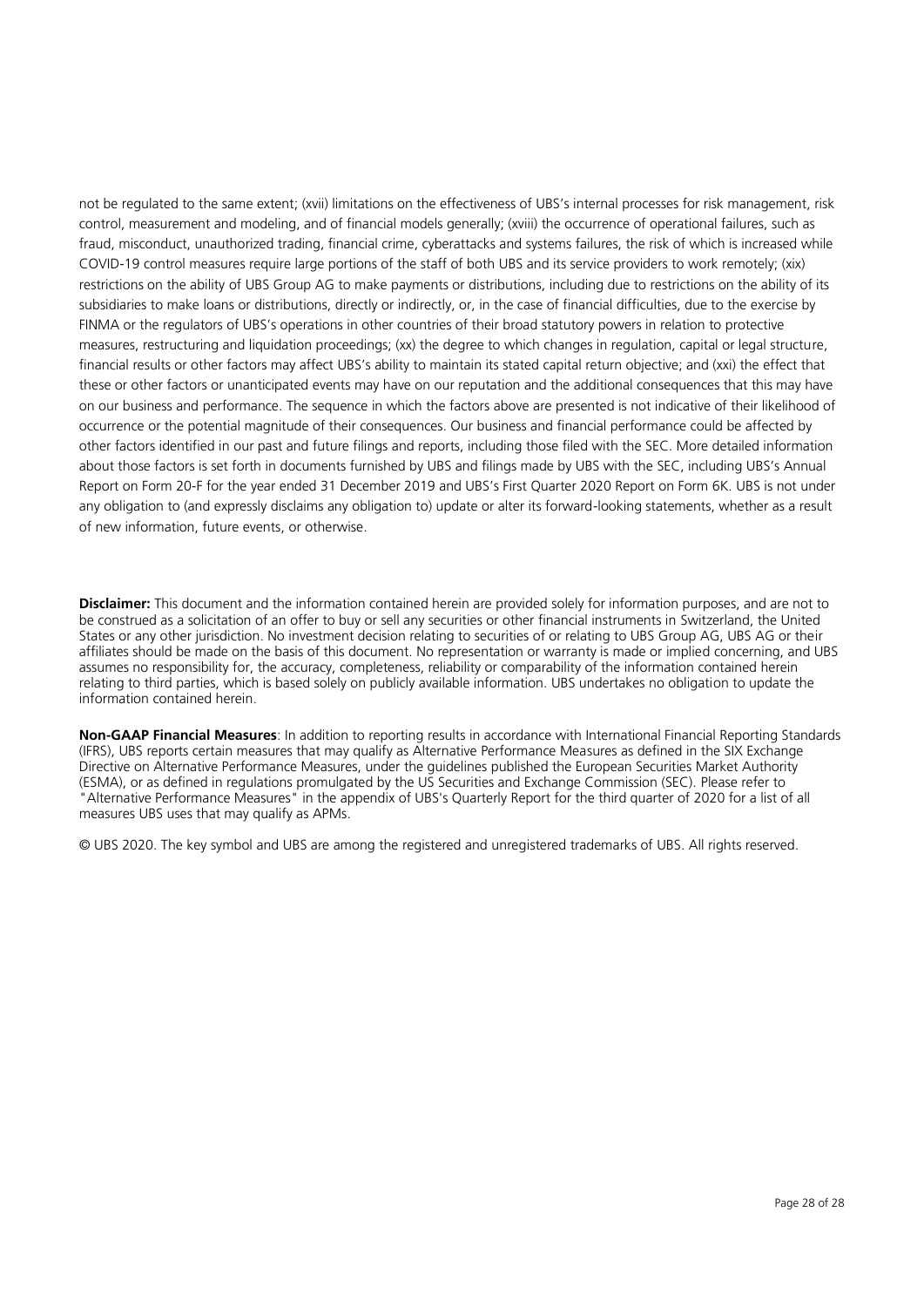not be regulated to the same extent; (xvii) limitations on the effectiveness of UBS's internal processes for risk management, risk control, measurement and modeling, and of financial models generally; (xviii) the occurrence of operational failures, such as fraud, misconduct, unauthorized trading, financial crime, cyberattacks and systems failures, the risk of which is increased while COVID-19 control measures require large portions of the staff of both UBS and its service providers to work remotely; (xix) restrictions on the ability of UBS Group AG to make payments or distributions, including due to restrictions on the ability of its subsidiaries to make loans or distributions, directly or indirectly, or, in the case of financial difficulties, due to the exercise by FINMA or the regulators of UBS's operations in other countries of their broad statutory powers in relation to protective measures, restructuring and liquidation proceedings; (xx) the degree to which changes in regulation, capital or legal structure, financial results or other factors may affect UBS's ability to maintain its stated capital return objective; and (xxi) the effect that these or other factors or unanticipated events may have on our reputation and the additional consequences that this may have on our business and performance. The sequence in which the factors above are presented is not indicative of their likelihood of occurrence or the potential magnitude of their consequences. Our business and financial performance could be affected by other factors identified in our past and future filings and reports, including those filed with the SEC. More detailed information about those factors is set forth in documents furnished by UBS and filings made by UBS with the SEC, including UBS's Annual Report on Form 20-F for the year ended 31 December 2019 and UBS's First Quarter 2020 Report on Form 6K. UBS is not under any obligation to (and expressly disclaims any obligation to) update or alter its forward-looking statements, whether as a result of new information, future events, or otherwise.

**Disclaimer:** This document and the information contained herein are provided solely for information purposes, and are not to be construed as a solicitation of an offer to buy or sell any securities or other financial instruments in Switzerland, the United States or any other jurisdiction. No investment decision relating to securities of or relating to UBS Group AG, UBS AG or their affiliates should be made on the basis of this document. No representation or warranty is made or implied concerning, and UBS assumes no responsibility for, the accuracy, completeness, reliability or comparability of the information contained herein relating to third parties, which is based solely on publicly available information. UBS undertakes no obligation to update the information contained herein.

**Non-GAAP Financial Measures**: In addition to reporting results in accordance with International Financial Reporting Standards (IFRS), UBS reports certain measures that may qualify as Alternative Performance Measures as defined in the SIX Exchange Directive on Alternative Performance Measures, under the guidelines published the European Securities Market Authority (ESMA), or as defined in regulations promulgated by the US Securities and Exchange Commission (SEC). Please refer to "Alternative Performance Measures" in the appendix of UBS's Quarterly Report for the third quarter of 2020 for a list of all measures UBS uses that may qualify as APMs.

© UBS 2020. The key symbol and UBS are among the registered and unregistered trademarks of UBS. All rights reserved.